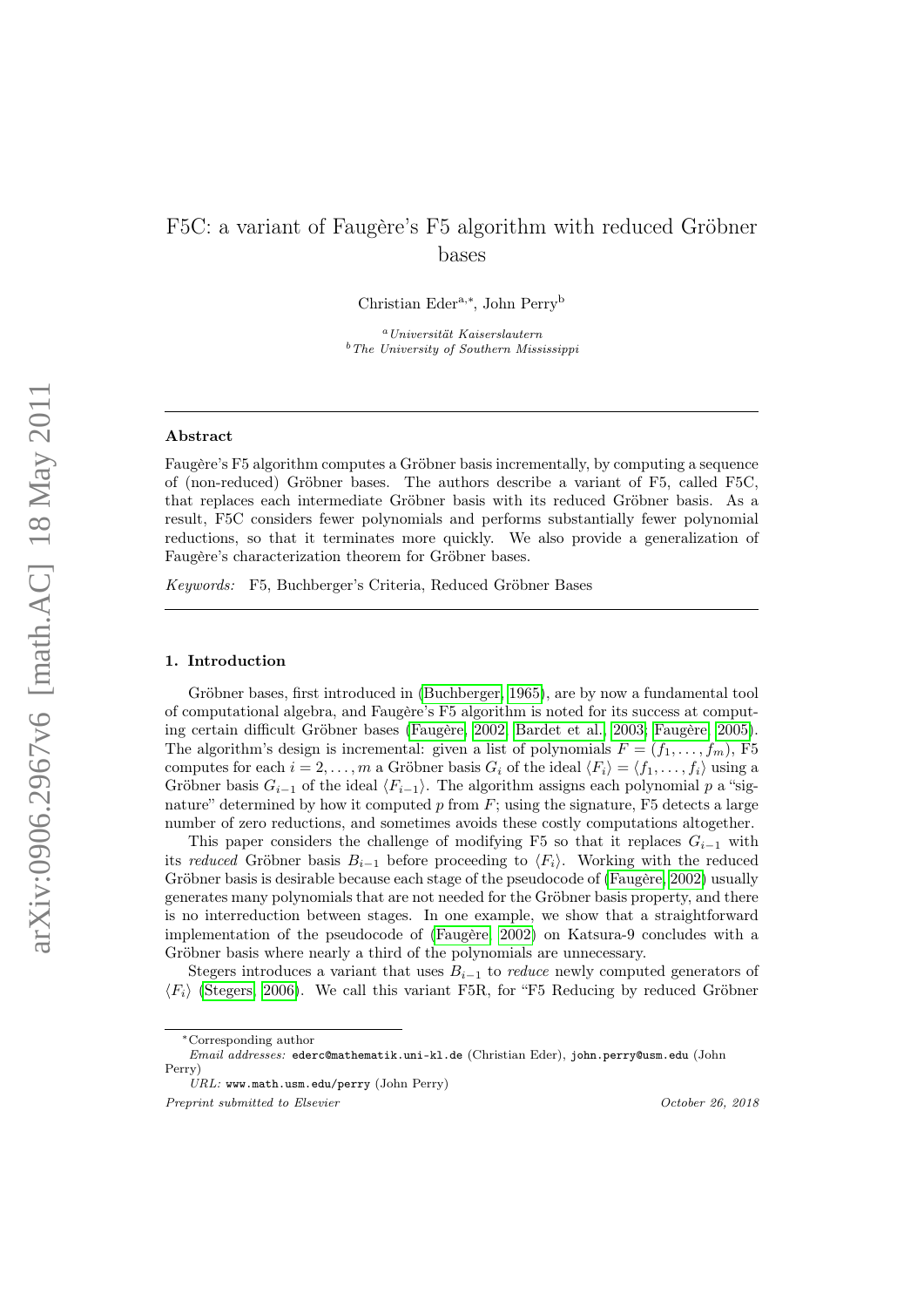# F5C: a variant of Faugère's F5 algorithm with reduced Gröbner bases

Christian Eder[a,*], John Perry[b]

[a] *Universität Kaiserslautern*
[b] *The University of Southern Mississippi*

## Abstract

Faugère's F5 algorithm computes a Gröbner basis incrementally, by computing a sequence of (non-reduced) Gröbner bases. The authors describe a variant of F5, called F5C, that replaces each intermediate Gröbner basis with its reduced Gröbner basis. As a result, F5C considers fewer polynomials and performs substantially fewer polynomial reductions, so that it terminates more quickly. We also provide a generalization of Faugère's characterization theorem for Gröbner bases.

*Keywords:* F5, Buchberger's Criteria, Reduced Gröbner Bases

## 1. Introduction

Gröbner bases, first introduced in (Buchberger, 1965), are by now a fundamental tool of computational algebra, and Faugère's F5 algorithm is noted for its success at computing certain difficult Gröbner bases (Faugère, 2002; Bardet et al., 2003; Faugère, 2005). The algorithm's design is incremental: given a list of polynomials $F = (f_1, \ldots, f_m)$, F5 computes for each $i = 2, \ldots, m$ a Gröbner basis $G_i$ of the ideal $\langle F_i \rangle = \langle f_1, \ldots, f_i \rangle$ using a Gröbner basis $G_{i-1}$ of the ideal $\langle F_{i-1} \rangle$. The algorithm assigns each polynomial $p$ a "signature" determined by how it computed $p$ from $F$; using the signature, F5 detects a large number of zero reductions, and sometimes avoids these costly computations altogether.

This paper considers the challenge of modifying F5 so that it replaces $G_{i-1}$ with its *reduced* Gröbner basis $B_{i-1}$ before proceeding to $\langle F_i \rangle$. Working with the reduced Gröbner basis is desirable because each stage of the pseudocode of (Faugère, 2002) usually generates many polynomials that are not needed for the Gröbner basis property, and there is no interreduction between stages. In one example, we show that a straightforward implementation of the pseudocode of (Faugère, 2002) on Katsura-9 concludes with a Gröbner basis where nearly a third of the polynomials are unnecessary.

Stegers introduces a variant that uses $B_{i-1}$ to *reduce* newly computed generators of $\langle F_i \rangle$ (Stegers, 2006). We call this variant F5R, for "F5 Reducing by reduced Gröbner

---

[*] Corresponding author

*Email addresses:* ederc@mathematik.uni-kl.de (Christian Eder), john.perry@usm.edu (John Perry)

*URL:* www.math.usm.edu/perry (John Perry)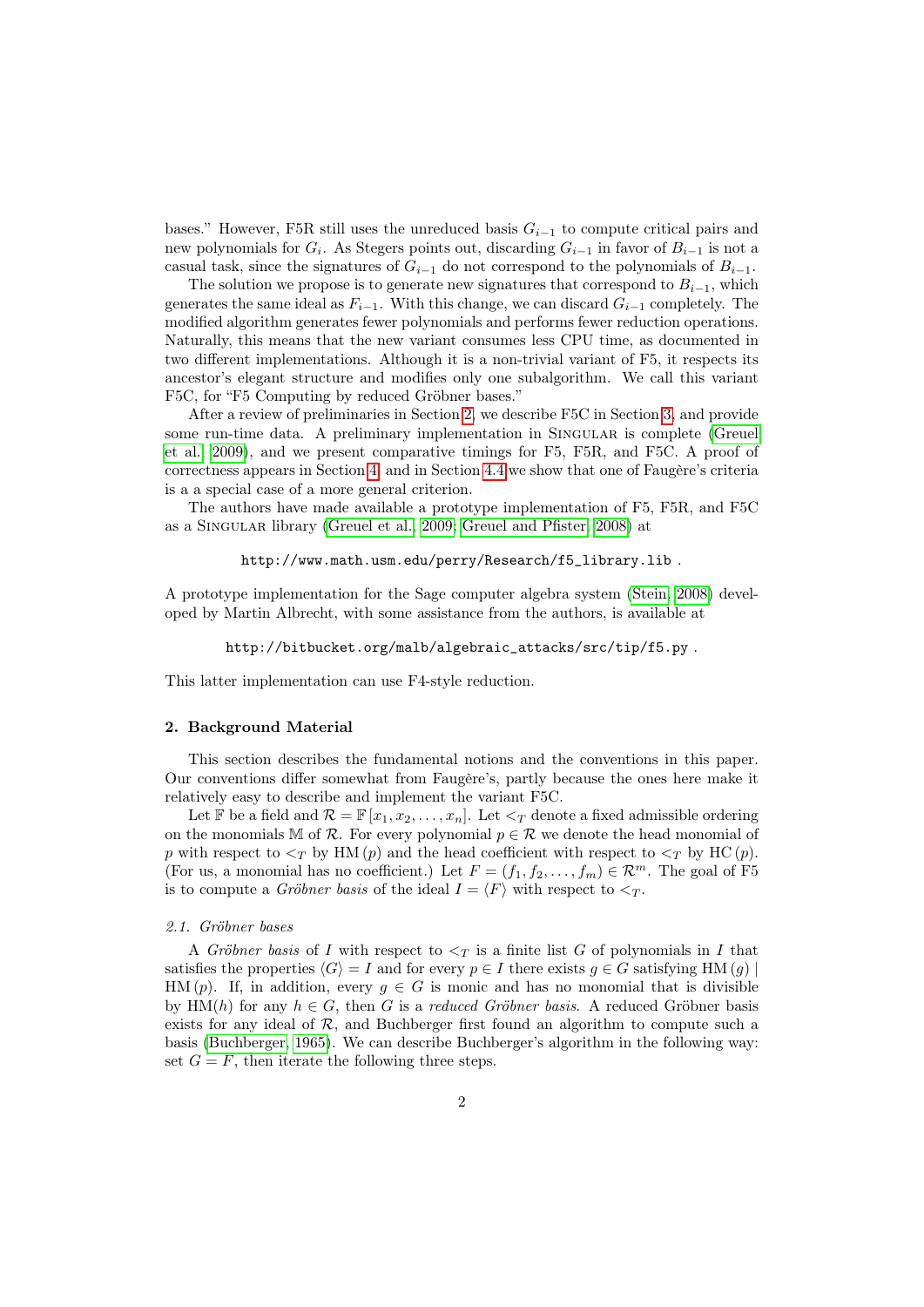bases." However, F5R still uses the unreduced basis $G_{i-1}$ to compute critical pairs and new polynomials for $G_i$. As Stegers points out, discarding $G_{i-1}$ in favor of $B_{i-1}$ is not a casual task, since the signatures of $G_{i-1}$ do not correspond to the polynomials of $B_{i-1}$.

The solution we propose is to generate new signatures that correspond to $B_{i-1}$, which generates the same ideal as $F_{i-1}$. With this change, we can discard $G_{i-1}$ completely. The modified algorithm generates fewer polynomials and performs fewer reduction operations. Naturally, this means that the new variant consumes less CPU time, as documented in two different implementations. Although it is a non-trivial variant of F5, it respects its ancestor's elegant structure and modifies only one subalgorithm. We call this variant F5C, for "F5 Computing by reduced Gröbner bases."

After a review of preliminaries in Section 2, we describe F5C in Section 3, and provide some run-time data. A preliminary implementation in SINGULAR is complete (Greuel et al., 2009), and we present comparative timings for F5, F5R, and F5C. A proof of correctness appears in Section 4, and in Section 4.4 we show that one of Faugère's criteria is a a special case of a more general criterion.

The authors have made available a prototype implementation of F5, F5R, and F5C as a SINGULAR library (Greuel et al., 2009; Greuel and Pfister, 2008) at

http://www.math.usm.edu/perry/Research/f5_library.lib .

A prototype implementation for the Sage computer algebra system (Stein, 2008) developed by Martin Albrecht, with some assistance from the authors, is available at

http://bitbucket.org/malb/algebraic_attacks/src/tip/f5.py .

This latter implementation can use F4-style reduction.

## 2. Background Material

This section describes the fundamental notions and the conventions in this paper. Our conventions differ somewhat from Faugère's, partly because the ones here make it relatively easy to describe and implement the variant F5C.

Let $\mathbb{F}$ be a field and $\mathcal{R} = \mathbb{F}[x_1, x_2, \ldots, x_n]$. Let $<_T$ denote a fixed admissible ordering on the monomials $\mathbb{M}$ of $\mathcal{R}$. For every polynomial $p \in \mathcal{R}$ we denote the head monomial of $p$ with respect to $<_T$ by $\mathrm{HM}(p)$ and the head coefficient with respect to $<_T$ by $\mathrm{HC}(p)$. (For us, a monomial has no coefficient.) Let $F = (f_1, f_2, \ldots, f_m) \in \mathcal{R}^m$. The goal of F5 is to compute a *Gröbner basis* of the ideal $I = \langle F \rangle$ with respect to $<_T$.

### 2.1. Gröbner bases

A *Gröbner basis* of $I$ with respect to $<_T$ is a finite list $G$ of polynomials in $I$ that satisfies the properties $\langle G \rangle = I$ and for every $p \in I$ there exists $g \in G$ satisfying $\mathrm{HM}(g) \mid \mathrm{HM}(p)$. If, in addition, every $g \in G$ is monic and has no monomial that is divisible by $\mathrm{HM}(h)$ for any $h \in G$, then $G$ is a *reduced Gröbner basis*. A reduced Gröbner basis exists for any ideal of $\mathcal{R}$, and Buchberger first found an algorithm to compute such a basis (Buchberger, 1965). We can describe Buchberger's algorithm in the following way: set $G = F$, then iterate the following three steps.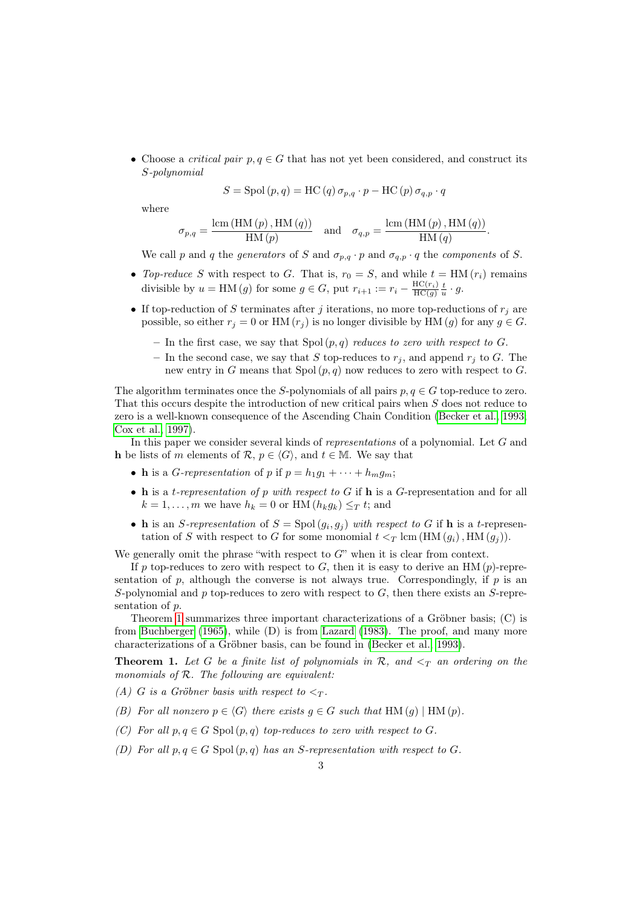- Choose a *critical pair* $p, q \in G$ that has not yet been considered, and construct its *S-polynomial*

  $$S = \mathrm{Spol}(p, q) = \mathrm{HC}(q)\,\sigma_{p,q} \cdot p - \mathrm{HC}(p)\,\sigma_{q,p} \cdot q$$

  where

  $$\sigma_{p,q} = \frac{\mathrm{lcm}(\mathrm{HM}(p), \mathrm{HM}(q))}{\mathrm{HM}(p)} \quad \text{and} \quad \sigma_{q,p} = \frac{\mathrm{lcm}(\mathrm{HM}(p), \mathrm{HM}(q))}{\mathrm{HM}(q)}.$$

  We call $p$ and $q$ the *generators* of $S$ and $\sigma_{p,q} \cdot p$ and $\sigma_{q,p} \cdot q$ the *components* of $S$.

- *Top-reduce* $S$ with respect to $G$. That is, $r_0 = S$, and while $t = \mathrm{HM}(r_i)$ remains divisible by $u = \mathrm{HM}(g)$ for some $g \in G$, put $r_{i+1} := r_i - \frac{\mathrm{HC}(r_i)}{\mathrm{HC}(g)} \frac{t}{u} \cdot g$.

- If top-reduction of $S$ terminates after $j$ iterations, no more top-reductions of $r_j$ are possible, so either $r_j = 0$ or $\mathrm{HM}(r_j)$ is no longer divisible by $\mathrm{HM}(g)$ for any $g \in G$.
  - In the first case, we say that $\mathrm{Spol}(p, q)$ *reduces to zero with respect to* $G$.
  - In the second case, we say that $S$ top-reduces to $r_j$, and append $r_j$ to $G$. The new entry in $G$ means that $\mathrm{Spol}(p, q)$ now reduces to zero with respect to $G$.

The algorithm terminates once the $S$-polynomials of all pairs $p, q \in G$ top-reduce to zero. That this occurs despite the introduction of new critical pairs when $S$ does not reduce to zero is a well-known consequence of the Ascending Chain Condition (Becker et al., 1993; Cox et al., 1997).

In this paper we consider several kinds of *representations* of a polynomial. Let $G$ and $\mathbf{h}$ be lists of $m$ elements of $\mathcal{R}$, $p \in \langle G \rangle$, and $t \in \mathbb{M}$. We say that

- $\mathbf{h}$ is a *G-representation* of $p$ if $p = h_1 g_1 + \cdots + h_m g_m$;
- $\mathbf{h}$ is a *t-representation of p with respect to G* if $\mathbf{h}$ is a $G$-representation and for all $k = 1, \ldots, m$ we have $h_k = 0$ or $\mathrm{HM}(h_k g_k) \leq_T t$; and
- $\mathbf{h}$ is an *S-representation* of $S = \mathrm{Spol}(g_i, g_j)$ *with respect to G* if $\mathbf{h}$ is a $t$-representation of $S$ with respect to $G$ for some monomial $t <_T \mathrm{lcm}(\mathrm{HM}(g_i), \mathrm{HM}(g_j))$.

We generally omit the phrase "with respect to $G$" when it is clear from context.

If $p$ top-reduces to zero with respect to $G$, then it is easy to derive an $\mathrm{HM}(p)$-representation of $p$, although the converse is not always true. Correspondingly, if $p$ is an $S$-polynomial and $p$ top-reduces to zero with respect to $G$, then there exists an $S$-representation of $p$.

Theorem 1 summarizes three important characterizations of a Gröbner basis; (C) is from Buchberger (1965), while (D) is from Lazard (1983). The proof, and many more characterizations of a Gröbner basis, can be found in (Becker et al., 1993).

**Theorem 1.** *Let $G$ be a finite list of polynomials in $\mathcal{R}$, and $<_T$ an ordering on the monomials of $\mathcal{R}$. The following are equivalent:*

*(A) $G$ is a Gröbner basis with respect to $<_T$.*

*(B) For all nonzero $p \in \langle G \rangle$ there exists $g \in G$ such that $\mathrm{HM}(g) \mid \mathrm{HM}(p)$.*

*(C) For all $p, q \in G$ $\mathrm{Spol}(p, q)$ top-reduces to zero with respect to $G$.*

*(D) For all $p, q \in G$ $\mathrm{Spol}(p, q)$ has an $S$-representation with respect to $G$.*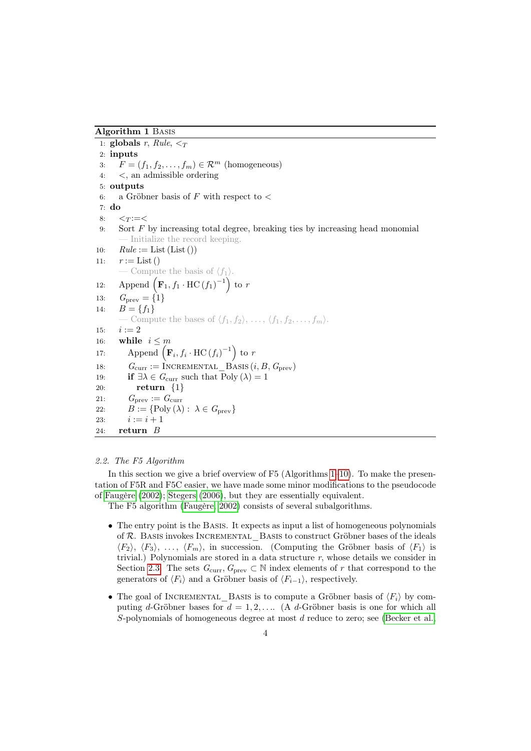**Algorithm 1** Basis

```
1: globals r, Rule, <_T
2: inputs
3:    F = (f_1, f_2, ..., f_m) ∈ R^m (homogeneous)
4:    <, an admissible ordering
5: outputs
6:    a Gröbner basis of F with respect to <
7: do
8:    <_T := <
9:    Sort F by increasing total degree, breaking ties by increasing head monomial
      — Initialize the record keeping.
10:   Rule := List (List ())
11:   r := List ()
      — Compute the basis of ⟨f_1⟩.
12:   Append (F_1, f_1 · HC(f_1)^{-1}) to r
13:   G_prev = {1}
14:   B = {f_1}
      — Compute the bases of ⟨f_1, f_2⟩, ..., ⟨f_1, f_2, ..., f_m⟩.
15:   i := 2
16:   while i ≤ m
17:      Append (F_i, f_i · HC(f_i)^{-1}) to r
18:      G_curr := Incremental_Basis (i, B, G_prev)
19:      if ∃λ ∈ G_curr such that Poly(λ) = 1
20:         return {1}
21:      G_prev := G_curr
22:      B := {Poly(λ) : λ ∈ G_prev}
23:      i := i + 1
24:   return B
```

*2.2. The F5 Algorithm*

In this section we give a brief overview of F5 (Algorithms 1–10). To make the presentation of F5R and F5C easier, we have made some minor modifications to the pseudocode of Faugère (2002); Stegers (2006), but they are essentially equivalent.

The F5 algorithm (Faugère, 2002) consists of several subalgorithms.

- The entry point is the Basis. It expects as input a list of homogeneous polynomials of $\mathcal{R}$. Basis invokes Incremental_Basis to construct Gröbner bases of the ideals $\langle F_2\rangle$, $\langle F_3\rangle$, ..., $\langle F_m\rangle$, in succession. (Computing the Gröbner basis of $\langle F_1\rangle$ is trivial.) Polynomials are stored in a data structure $r$, whose details we consider in Section 2.3. The sets $G_{\text{curr}}, G_{\text{prev}} \subset \mathbb{N}$ index elements of $r$ that correspond to the generators of $\langle F_i\rangle$ and a Gröbner basis of $\langle F_{i-1}\rangle$, respectively.

- The goal of Incremental_Basis is to compute a Gröbner basis of $\langle F_i\rangle$ by computing $d$-Gröbner bases for $d = 1, 2, \ldots$. (A $d$-Gröbner basis is one for which all $S$-polynomials of homogeneous degree at most $d$ reduce to zero; see (Becker et al.,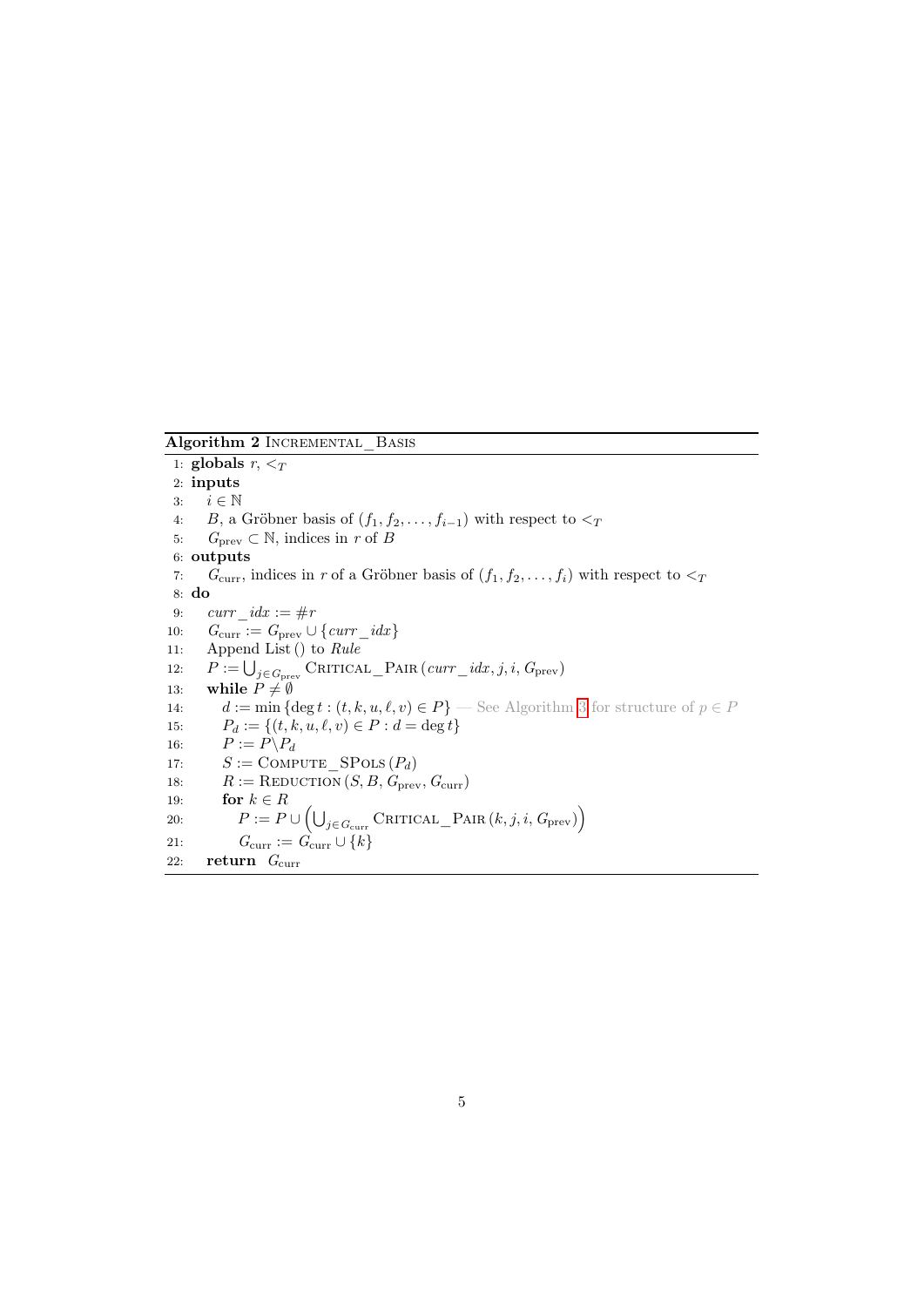**Algorithm 2** Incremental_Basis

```
 1: globals r, <_T
 2: inputs
 3:    i ∈ ℕ
 4:    B, a Gröbner basis of (f_1, f_2, ..., f_{i-1}) with respect to <_T
 5:    G_prev ⊂ ℕ, indices in r of B
 6: outputs
 7:    G_curr, indices in r of a Gröbner basis of (f_1, f_2, ..., f_i) with respect to <_T
 8: do
 9:    curr_idx := #r
10:    G_curr := G_prev ∪ {curr_idx}
11:    Append List() to Rule
12:    P := ⋃_{j ∈ G_prev} Critical_Pair(curr_idx, j, i, G_prev)
13:    while P ≠ ∅
14:       d := min{deg t : (t, k, u, ℓ, v) ∈ P} — See Algorithm 3 for structure of p ∈ P
15:       P_d := {(t, k, u, ℓ, v) ∈ P : d = deg t}
16:       P := P \ P_d
17:       S := Compute_SPols(P_d)
18:       R := Reduction(S, B, G_prev, G_curr)
19:       for k ∈ R
20:          P := P ∪ (⋃_{j ∈ G_curr} Critical_Pair(k, j, i, G_prev))
21:          G_curr := G_curr ∪ {k}
22:    return G_curr
```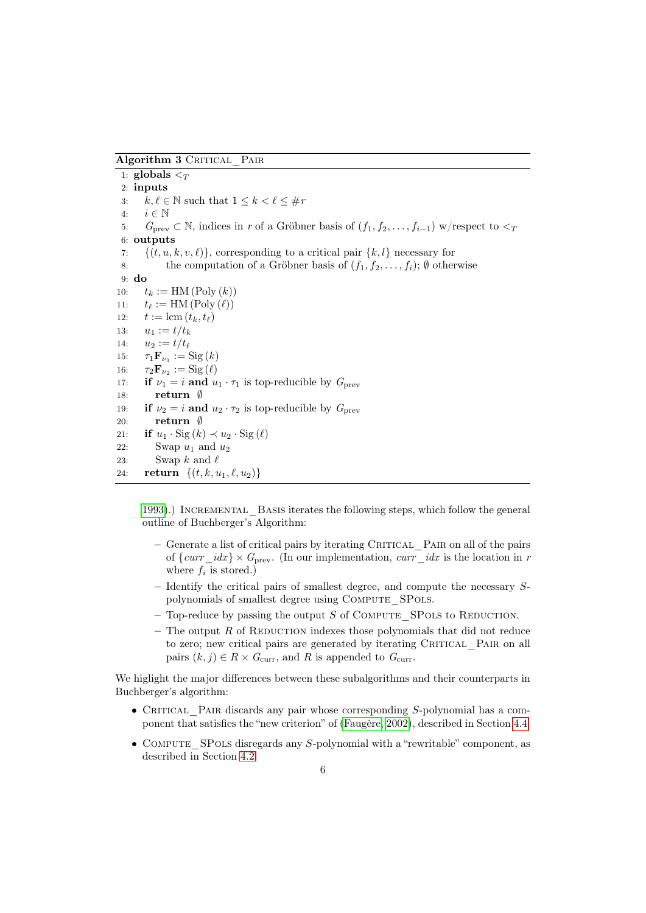**Algorithm 3** CRITICAL_PAIR

```
 1: globals <_T
 2: inputs
 3:   k, ℓ ∈ ℕ such that 1 ≤ k < ℓ ≤ #r
 4:   i ∈ ℕ
 5:   G_prev ⊂ ℕ, indices in r of a Gröbner basis of (f_1, f_2, ..., f_{i-1}) w/respect to <_T
 6: outputs
 7:   {(t, u, k, v, ℓ)}, corresponding to a critical pair {k, l} necessary for
 8:        the computation of a Gröbner basis of (f_1, f_2, ..., f_i); ∅ otherwise
 9: do
10:   t_k := HM (Poly (k))
11:   t_ℓ := HM (Poly (ℓ))
12:   t := lcm (t_k, t_ℓ)
13:   u_1 := t/t_k
14:   u_2 := t/t_ℓ
15:   τ_1 F_{ν_1} := Sig (k)
16:   τ_2 F_{ν_2} := Sig (ℓ)
17:   if ν_1 = i and u_1 · τ_1 is top-reducible by G_prev
18:     return ∅
19:   if ν_2 = i and u_2 · τ_2 is top-reducible by G_prev
20:     return ∅
21:   if u_1 · Sig (k) ≺ u_2 · Sig (ℓ)
22:     Swap u_1 and u_2
23:     Swap k and ℓ
24:   return {(t, k, u_1, ℓ, u_2)}
```

1993).) INCREMENTAL_BASIS iterates the following steps, which follow the general outline of Buchberger's Algorithm:

- Generate a list of critical pairs by iterating CRITICAL_PAIR on all of the pairs of $\{curr\_idx\} \times G_{\text{prev}}$. (In our implementation, $curr\_idx$ is the location in $r$ where $f_i$ is stored.)
- Identify the critical pairs of smallest degree, and compute the necessary $S$-polynomials of smallest degree using COMPUTE_SPOLS.
- Top-reduce by passing the output $S$ of COMPUTE_SPOLS to REDUCTION.
- The output $R$ of REDUCTION indexes those polynomials that did not reduce to zero; new critical pairs are generated by iterating CRITICAL_PAIR on all pairs $(k, j) \in R \times G_{\text{curr}}$, and $R$ is appended to $G_{\text{curr}}$.

We higlight the major differences between these subalgorithms and their counterparts in Buchberger's algorithm:

- CRITICAL_PAIR discards any pair whose corresponding $S$-polynomial has a component that satisfies the "new criterion" of (Faugère, 2002), described in Section 4.4.
- COMPUTE_SPOLS disregards any $S$-polynomial with a "rewritable" component, as described in Section 4.2.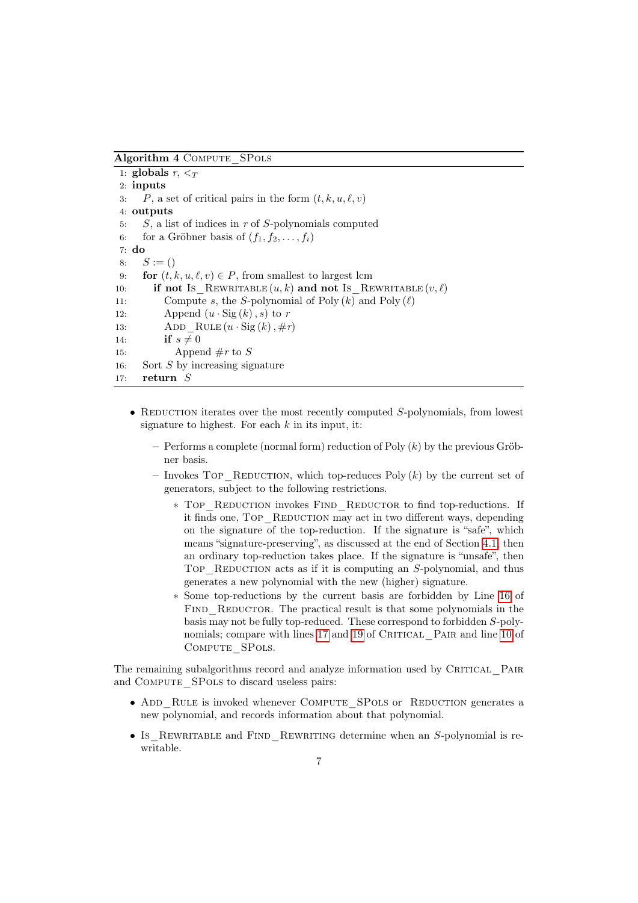**Algorithm 4** Compute_SPols

```
1:  globals r, <_T
2:  inputs
3:    P, a set of critical pairs in the form (t, k, u, ℓ, v)
4:  outputs
5:    S, a list of indices in r of S-polynomials computed
6:    for a Gröbner basis of (f_1, f_2, ..., f_i)
7:  do
8:    S := ()
9:    for (t, k, u, ℓ, v) ∈ P, from smallest to largest lcm
10:     if not Is_Rewritable(u, k) and not Is_Rewritable(v, ℓ)
11:       Compute s, the S-polynomial of Poly(k) and Poly(ℓ)
12:       Append (u · Sig(k), s) to r
13:       Add_Rule(u · Sig(k), #r)
14:       if s ≠ 0
15:         Append #r to S
16:   Sort S by increasing signature
17:   return S
```

- Reduction iterates over the most recently computed $S$-polynomials, from lowest signature to highest. For each $k$ in its input, it:
  - Performs a complete (normal form) reduction of Poly $(k)$ by the previous Gröbner basis.
  - Invokes Top_Reduction, which top-reduces Poly $(k)$ by the current set of generators, subject to the following restrictions.
    - Top_Reduction invokes Find_Reductor to find top-reductions. If it finds one, Top_Reduction may act in two different ways, depending on the signature of the top-reduction. If the signature is "safe", which means "signature-preserving", as discussed at the end of Section 4.1, then an ordinary top-reduction takes place. If the signature is "unsafe", then Top_Reduction acts as if it is computing an $S$-polynomial, and thus generates a new polynomial with the new (higher) signature.
    - Some top-reductions by the current basis are forbidden by Line 16 of Find_Reductor. The practical result is that some polynomials in the basis may not be fully top-reduced. These correspond to forbidden $S$-polynomials; compare with lines 17 and 19 of Critical_Pair and line 10 of Compute_SPols.

The remaining subalgorithms record and analyze information used by Critical_Pair and Compute_SPols to discard useless pairs:

- Add_Rule is invoked whenever Compute_SPols or Reduction generates a new polynomial, and records information about that polynomial.
- Is_Rewritable and Find_Rewriting determine when an $S$-polynomial is rewritable.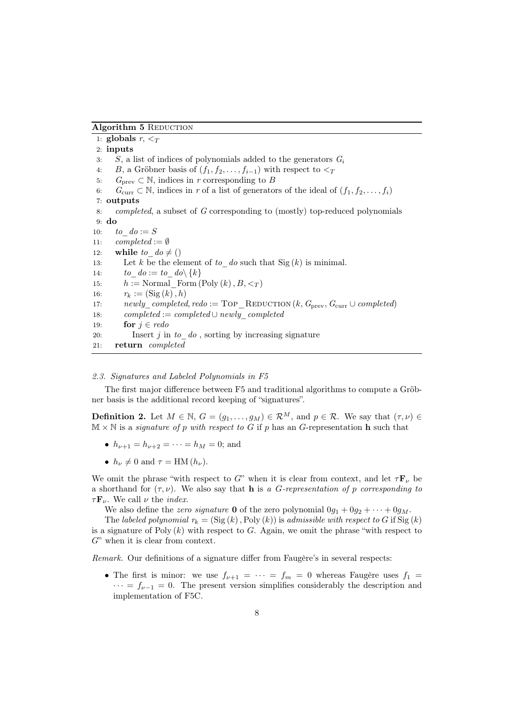**Algorithm 5** Reduction

```
1:  globals r, <_T
2:  inputs
3:    S, a list of indices of polynomials added to the generators G_i
4:    B, a Gröbner basis of (f_1, f_2, ..., f_{i-1}) with respect to <_T
5:    G_prev ⊂ ℕ, indices in r corresponding to B
6:    G_curr ⊂ ℕ, indices in r of a list of generators of the ideal of (f_1, f_2, ..., f_i)
7:  outputs
8:    completed, a subset of G corresponding to (mostly) top-reduced polynomials
9:  do
10:   to_do := S
11:   completed := ∅
12:   while to_do ≠ ()
13:     Let k be the element of to_do such that Sig(k) is minimal.
14:     to_do := to_do \ {k}
15:     h := Normal_Form(Poly(k), B, <_T)
16:     r_k := (Sig(k), h)
17:     newly_completed, redo := Top_Reduction(k, G_prev, G_curr ∪ completed)
18:     completed := completed ∪ newly_completed
19:     for j ∈ redo
20:       Insert j in to_do, sorting by increasing signature
21:   return completed
```

### 2.3. Signatures and Labeled Polynomials in F5

The first major difference between F5 and traditional algorithms to compute a Gröbner basis is the additional record keeping of "signatures".

**Definition 2.** Let $M \in \mathbb{N}$, $G = (g_1, \ldots, g_M) \in \mathcal{R}^M$, and $p \in \mathcal{R}$. We say that $(\tau, \nu) \in \mathbb{M} \times \mathbb{N}$ is a *signature of $p$ with respect to $G$* if $p$ has an $G$-representation $\mathbf{h}$ such that

- $h_{\nu+1} = h_{\nu+2} = \cdots = h_M = 0$; and
- $h_\nu \neq 0$ and $\tau = \mathrm{HM}(h_\nu)$.

We omit the phrase "with respect to $G$" when it is clear from context, and let $\tau \mathbf{F}_\nu$ be a shorthand for $(\tau, \nu)$. We also say that $\mathbf{h}$ is *a $G$-representation of $p$ corresponding to $\tau \mathbf{F}_\nu$*. We call $\nu$ the *index*.

We also define the *zero signature* $\mathbf{0}$ of the zero polynomial $0g_1 + 0g_2 + \cdots + 0g_M$.

The *labeled polynomial* $r_k = (\mathrm{Sig}(k), \mathrm{Poly}(k))$ is *admissible with respect to $G$* if $\mathrm{Sig}(k)$ is a signature of $\mathrm{Poly}(k)$ with respect to $G$. Again, we omit the phrase "with respect to $G$" when it is clear from context.

*Remark.* Our definitions of a signature differ from Faugère's in several respects:

- The first is minor: we use $f_{\nu+1} = \cdots = f_m = 0$ whereas Faugère uses $f_1 = \cdots = f_{\nu-1} = 0$. The present version simplifies considerably the description and implementation of F5C.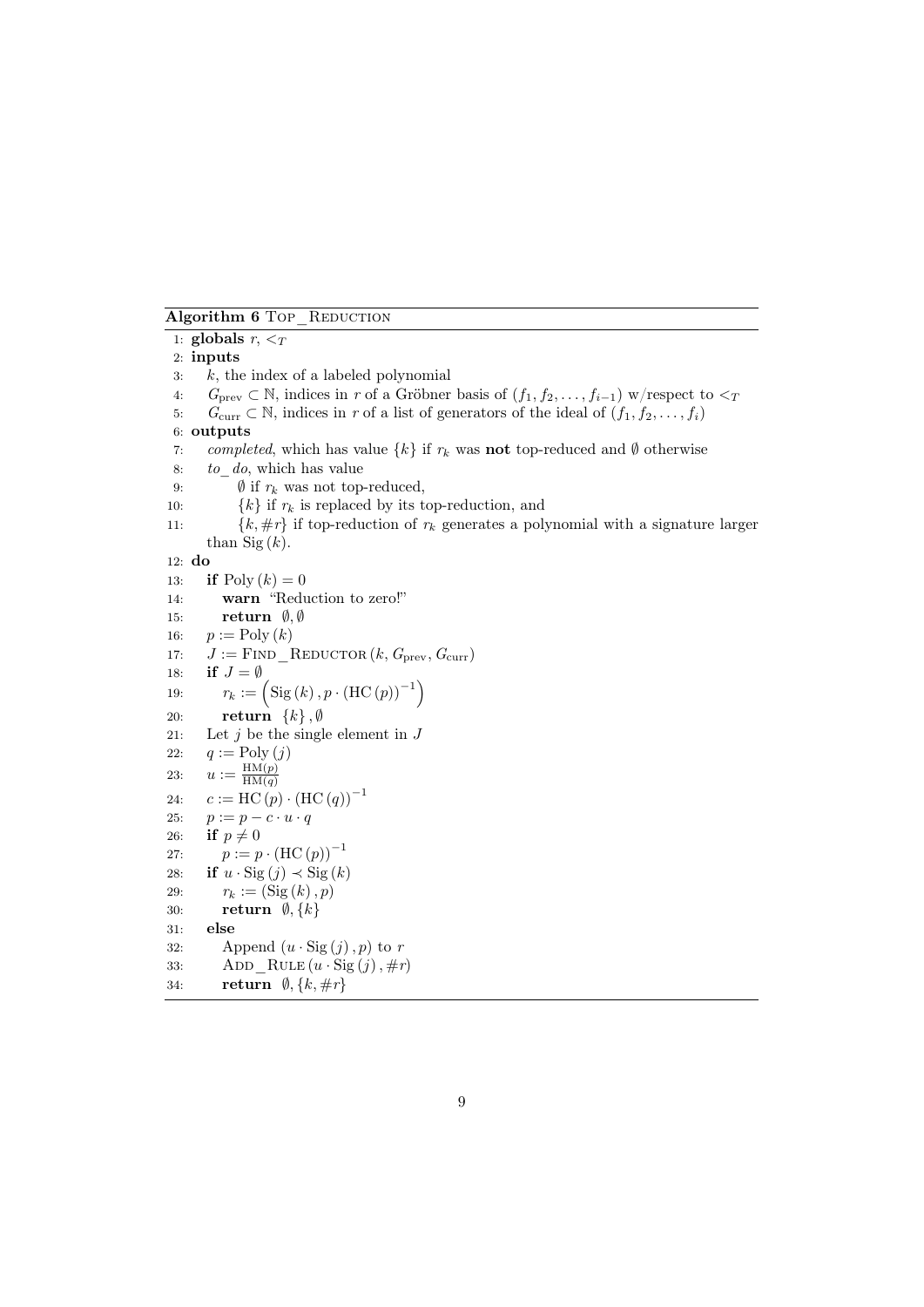**Algorithm 6** Top_Reduction

```
1: globals r, <_T
2: inputs
3:    k, the index of a labeled polynomial
4:    G_prev ⊂ ℕ, indices in r of a Gröbner basis of (f_1, f_2, ..., f_{i-1}) w/respect to <_T
5:    G_curr ⊂ ℕ, indices in r of a list of generators of the ideal of (f_1, f_2, ..., f_i)
6: outputs
7:    completed, which has value {k} if r_k was not top-reduced and ∅ otherwise
8:    to_do, which has value
9:        ∅ if r_k was not top-reduced,
10:       {k} if r_k is replaced by its top-reduction, and
11:       {k, #r} if top-reduction of r_k generates a polynomial with a signature larger
      than Sig(k).
12: do
13:   if Poly(k) = 0
14:      warn "Reduction to zero!"
15:      return ∅, ∅
16:   p := Poly(k)
17:   J := Find_Reductor(k, G_prev, G_curr)
18:   if J = ∅
19:      r_k := (Sig(k), p · (HC(p))^{-1})
20:      return {k}, ∅
21:   Let j be the single element in J
22:   q := Poly(j)
23:   u := HM(p) / HM(q)
24:   c := HC(p) · (HC(q))^{-1}
25:   p := p − c · u · q
26:   if p ≠ 0
27:      p := p · (HC(p))^{-1}
28:   if u · Sig(j) ≺ Sig(k)
29:      r_k := (Sig(k), p)
30:      return ∅, {k}
31:   else
32:      Append (u · Sig(j), p) to r
33:      Add_Rule(u · Sig(j), #r)
34:      return ∅, {k, #r}
```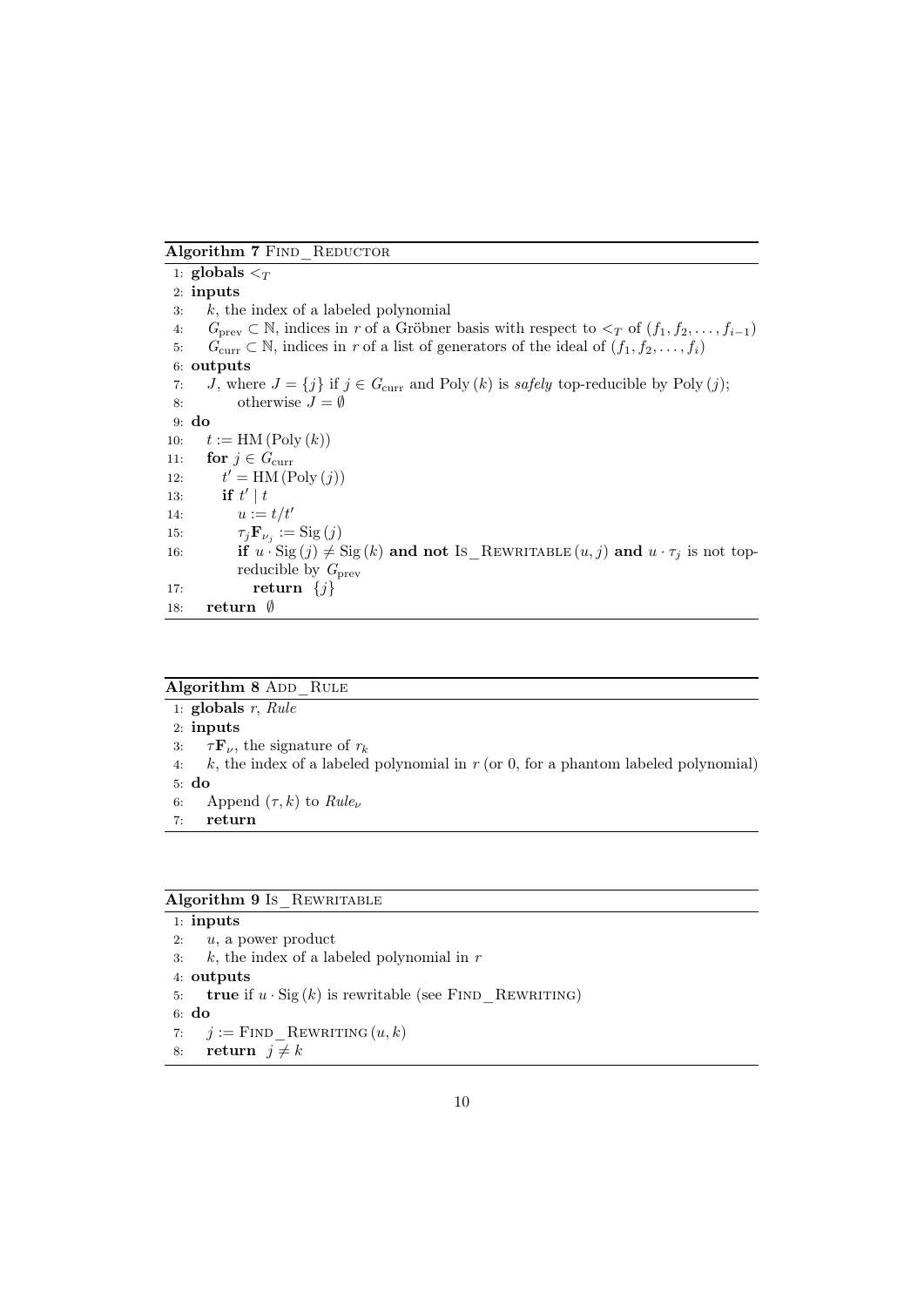**Algorithm 7** Find_Reductor

```
1:  globals <_T
2:  inputs
3:     k, the index of a labeled polynomial
4:     G_prev ⊂ ℕ, indices in r of a Gröbner basis with respect to <_T of (f_1, f_2, ..., f_{i-1})
5:     G_curr ⊂ ℕ, indices in r of a list of generators of the ideal of (f_1, f_2, ..., f_i)
6:  outputs
7:     J, where J = {j} if j ∈ G_curr and Poly(k) is safely top-reducible by Poly(j);
8:          otherwise J = ∅
9:  do
10:    t := HM(Poly(k))
11:    for j ∈ G_curr
12:       t' = HM(Poly(j))
13:       if t' | t
14:          u := t/t'
15:          τ_j F_{ν_j} := Sig(j)
16:          if u · Sig(j) ≠ Sig(k) and not Is_Rewritable(u, j) and u · τ_j is not top-
             reducible by G_prev
17:             return {j}
18:    return ∅
```

**Algorithm 8** Add_Rule

```
1:  globals r, Rule
2:  inputs
3:     τF_ν, the signature of r_k
4:     k, the index of a labeled polynomial in r (or 0, for a phantom labeled polynomial)
5:  do
6:     Append (τ, k) to Rule_ν
7:     return
```

**Algorithm 9** Is_Rewritable

```
1:  inputs
2:     u, a power product
3:     k, the index of a labeled polynomial in r
4:  outputs
5:     true if u · Sig(k) is rewritable (see Find_Rewriting)
6:  do
7:     j := Find_Rewriting(u, k)
8:     return j ≠ k
```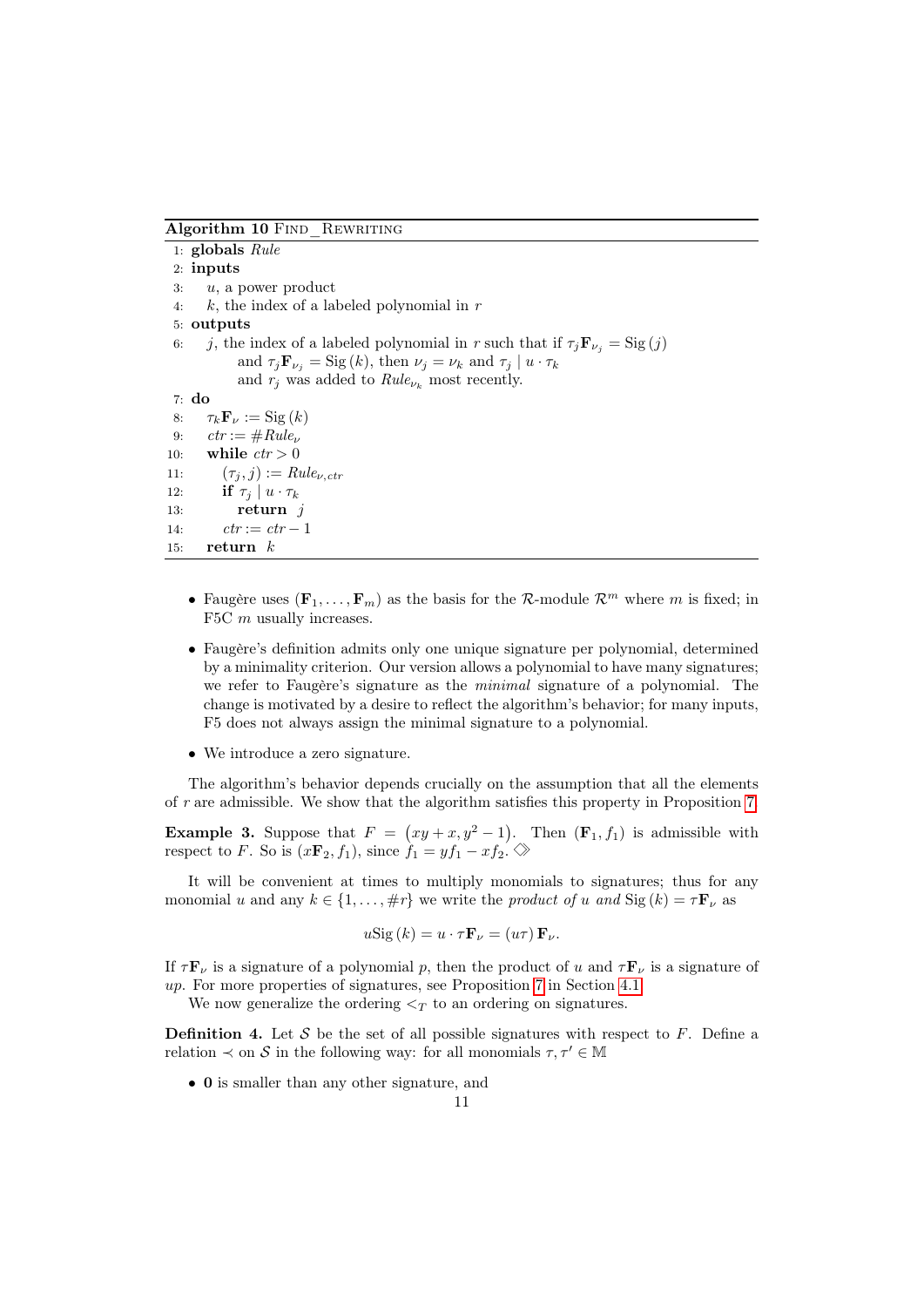**Algorithm 10** FIND_REWRITING

```
1: globals Rule
2: inputs
3:    u, a power product
4:    k, the index of a labeled polynomial in r
5: outputs
6:    j, the index of a labeled polynomial in r such that if τ_j F_{ν_j} = Sig(j)
          and τ_j F_{ν_j} = Sig(k), then ν_j = ν_k and τ_j | u · τ_k
          and r_j was added to Rule_{ν_k} most recently.
7: do
8:    τ_k F_ν := Sig(k)
9:    ctr := #Rule_ν
10:   while ctr > 0
11:      (τ_j, j) := Rule_{ν,ctr}
12:      if τ_j | u · τ_k
13:         return j
14:      ctr := ctr − 1
15:   return k
```

- Faugère uses $(\mathbf{F}_1, \ldots, \mathbf{F}_m)$ as the basis for the $\mathcal{R}$-module $\mathcal{R}^m$ where $m$ is fixed; in F5C $m$ usually increases.
- Faugère's definition admits only one unique signature per polynomial, determined by a minimality criterion. Our version allows a polynomial to have many signatures; we refer to Faugère's signature as the *minimal* signature of a polynomial. The change is motivated by a desire to reflect the algorithm's behavior; for many inputs, F5 does not always assign the minimal signature to a polynomial.
- We introduce a zero signature.

The algorithm's behavior depends crucially on the assumption that all the elements of $r$ are admissible. We show that the algorithm satisfies this property in Proposition 7.

**Example 3.** Suppose that $F = (xy + x, y^2 - 1)$. Then $(\mathbf{F}_1, f_1)$ is admissible with respect to $F$. So is $(x\mathbf{F}_2, f_1)$, since $f_1 = yf_1 - xf_2$. ◇

It will be convenient at times to multiply monomials to signatures; thus for any monomial $u$ and any $k \in \{1, \ldots, \#r\}$ we write the *product of* $u$ *and* $\mathrm{Sig}(k) = \tau\mathbf{F}_\nu$ as

$$u\mathrm{Sig}(k) = u \cdot \tau\mathbf{F}_\nu = (u\tau)\,\mathbf{F}_\nu.$$

If $\tau\mathbf{F}_\nu$ is a signature of a polynomial $p$, then the product of $u$ and $\tau\mathbf{F}_\nu$ is a signature of $up$. For more properties of signatures, see Proposition 7 in Section 4.1.

We now generalize the ordering $<_T$ to an ordering on signatures.

**Definition 4.** Let $\mathcal{S}$ be the set of all possible signatures with respect to $F$. Define a relation $\prec$ on $\mathcal{S}$ in the following way: for all monomials $\tau, \tau' \in \mathbb{M}$

- $\mathbf{0}$ is smaller than any other signature, and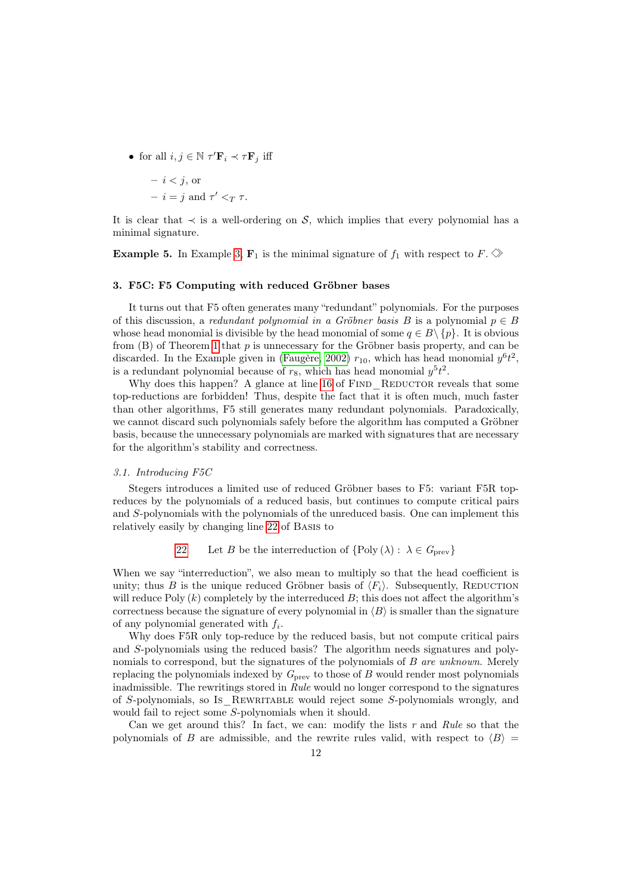- for all $i, j \in \mathbb{N}$ $\tau' \mathbf{F}_i \prec \tau \mathbf{F}_j$ iff
  - $i < j$, or
  - $i = j$ and $\tau' <_T \tau$.

It is clear that $\prec$ is a well-ordering on $\mathcal{S}$, which implies that every polynomial has a minimal signature.

**Example 5.** In Example 3, $\mathbf{F}_1$ is the minimal signature of $f_1$ with respect to $F$. ♢

### 3. F5C: F5 Computing with reduced Gröbner bases

It turns out that F5 often generates many "redundant" polynomials. For the purposes of this discussion, a *redundant polynomial in a Gröbner basis* $B$ is a polynomial $p \in B$ whose head monomial is divisible by the head monomial of some $q \in B \setminus \{p\}$. It is obvious from (B) of Theorem 1 that $p$ is unnecessary for the Gröbner basis property, and can be discarded. In the Example given in (Faugère, 2002) $r_{10}$, which has head monomial $y^6 t^2$, is a redundant polynomial because of $r_8$, which has head monomial $y^5 t^2$.

Why does this happen? A glance at line 16 of Find_Reductor reveals that some top-reductions are forbidden! Thus, despite the fact that it is often much, much faster than other algorithms, F5 still generates many redundant polynomials. Paradoxically, we cannot discard such polynomials safely before the algorithm has computed a Gröbner basis, because the unnecessary polynomials are marked with signatures that are necessary for the algorithm's stability and correctness.

#### 3.1. Introducing F5C

Stegers introduces a limited use of reduced Gröbner bases to F5: variant F5R top-reduces by the polynomials of a reduced basis, but continues to compute critical pairs and $S$-polynomials with the polynomials of the unreduced basis. One can implement this relatively easily by changing line 22 of Basis to

22 Let $B$ be the interreduction of $\{\text{Poly}(\lambda) : \lambda \in G_{\text{prev}}\}$

When we say "interreduction", we also mean to multiply so that the head coefficient is unity; thus $B$ is the unique reduced Gröbner basis of $\langle F_i \rangle$. Subsequently, Reduction will reduce $\text{Poly}(k)$ completely by the interreduced $B$; this does not affect the algorithm's correctness because the signature of every polynomial in $\langle B \rangle$ is smaller than the signature of any polynomial generated with $f_i$.

Why does F5R only top-reduce by the reduced basis, but not compute critical pairs and $S$-polynomials using the reduced basis? The algorithm needs signatures and polynomials to correspond, but the signatures of the polynomials of $B$ *are unknown.* Merely replacing the polynomials indexed by $G_{\text{prev}}$ to those of $B$ would render most polynomials inadmissible. The rewritings stored in *Rule* would no longer correspond to the signatures of $S$-polynomials, so Is_Rewritable would reject some $S$-polynomials wrongly, and would fail to reject some $S$-polynomials when it should.

Can we get around this? In fact, we can: modify the lists $r$ and *Rule* so that the polynomials of $B$ are admissible, and the rewrite rules valid, with respect to $\langle B \rangle =$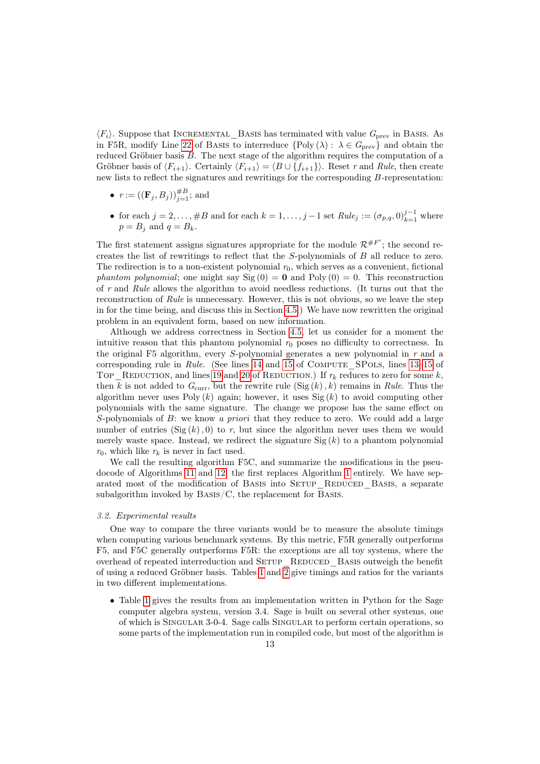$\langle F_i \rangle$. Suppose that Incremental_Basis has terminated with value $G_{\text{prev}}$ in Basis. As in F5R, modify Line 22 of Basis to interreduce $\{\text{Poly}(\lambda) : \lambda \in G_{\text{prev}}\}$ and obtain the reduced Gröbner basis $B$. The next stage of the algorithm requires the computation of a Gröbner basis of $\langle F_{i+1} \rangle$. Certainly $\langle F_{i+1} \rangle = \langle B \cup \{f_{i+1}\} \rangle$. Reset $r$ and *Rule*, then create new lists to reflect the signatures and rewritings for the corresponding $B$-representation:

- $r := ((\mathbf{F}_j, B_j))_{j=1}^{\#B}$; and
- for each $j = 2, \ldots, \#B$ and for each $k = 1, \ldots, j-1$ set $Rule_j := (\sigma_{p,q}, 0)_{k=1}^{j-1}$ where $p = B_j$ and $q = B_k$.

The first statement assigns signatures appropriate for the module $\mathcal{R}^{\#F'}$; the second recreates the list of rewritings to reflect that the $S$-polynomials of $B$ all reduce to zero. The redirection is to a non-existent polynomial $r_0$, which serves as a convenient, fictional *phantom polynomial*; one might say $\text{Sig}(0) = \mathbf{0}$ and $\text{Poly}(0) = 0$. This reconstruction of $r$ and *Rule* allows the algorithm to avoid needless reductions. (It turns out that the reconstruction of *Rule* is unnecessary. However, this is not obvious, so we leave the step in for the time being, and discuss this in Section 4.5.) We have now rewritten the original problem in an equivalent form, based on new information.

Although we address correctness in Section 4.5, let us consider for a moment the intuitive reason that this phantom polynomial $r_0$ poses no difficulty to correctness. In the original F5 algorithm, every $S$-polynomial generates a new polynomial in $r$ and a corresponding rule in *Rule*. (See lines 14 and 15 of Compute_SPols, lines 13–15 of Top_Reduction, and lines 19 and 20 of Reduction.) If $r_k$ reduces to zero for some $k$, then $k$ is not added to $G_{\text{curr}}$, but the rewrite rule $(\text{Sig}(k), k)$ remains in *Rule*. Thus the algorithm never uses $\text{Poly}(k)$ again; however, it uses $\text{Sig}(k)$ to avoid computing other polynomials with the same signature. The change we propose has the same effect on $S$-polynomials of $B$: we know *a priori* that they reduce to zero. We could add a large number of entries $(\text{Sig}(k), 0)$ to $r$, but since the algorithm never uses them we would merely waste space. Instead, we redirect the signature $\text{Sig}(k)$ to a phantom polynomial $r_0$, which like $r_k$ is never in fact used.

We call the resulting algorithm F5C, and summarize the modifications in the pseudocode of Algorithms 11 and 12; the first replaces Algorithm 1 entirely. We have separated most of the modification of Basis into Setup_Reduced_Basis, a separate subalgorithm invoked by Basis/C, the replacement for Basis.

### 3.2. Experimental results

One way to compare the three variants would be to measure the absolute timings when computing various benchmark systems. By this metric, F5R generally outperforms F5, and F5C generally outperforms F5R: the exceptions are all toy systems, where the overhead of repeated interreduction and Setup_Reduced_Basis outweigh the benefit of using a reduced Gröbner basis. Tables 1 and 2 give timings and ratios for the variants in two different implementations.

- Table 1 gives the results from an implementation written in Python for the Sage computer algebra system, version 3.4. Sage is built on several other systems, one of which is Singular 3-0-4. Sage calls Singular to perform certain operations, so some parts of the implementation run in compiled code, but most of the algorithm is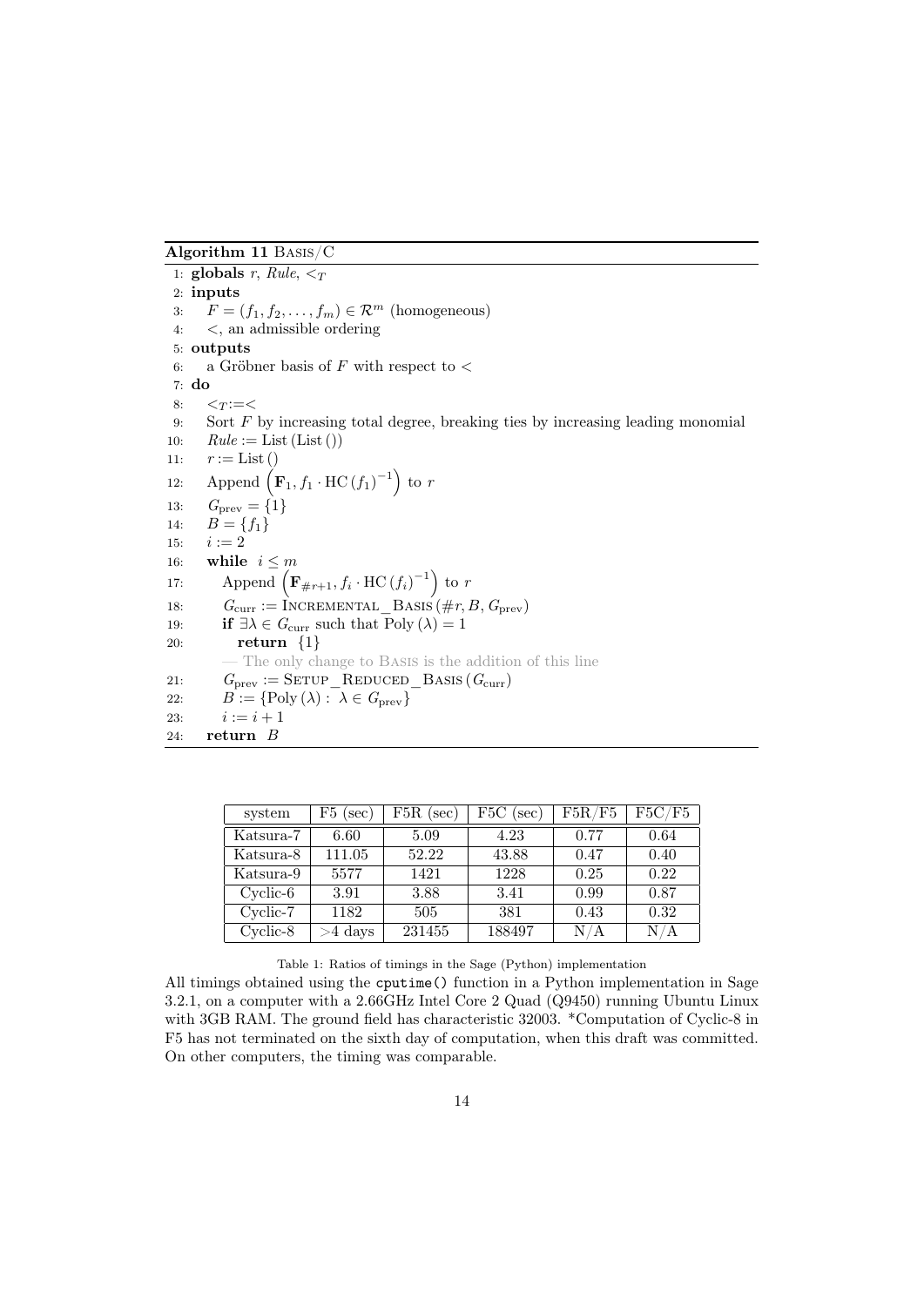**Algorithm 11** BASIS/C

```
1: globals r, Rule, <_T
2: inputs
3:    F = (f_1, f_2, ..., f_m) ∈ R^m (homogeneous)
4:    <, an admissible ordering
5: outputs
6:    a Gröbner basis of F with respect to <
7: do
8:    <_T := <
9:    Sort F by increasing total degree, breaking ties by increasing leading monomial
10:   Rule := List (List ())
11:   r := List ()
12:   Append (F_1, f_1 · HC(f_1)^{-1}) to r
13:   G_prev = {1}
14:   B = {f_1}
15:   i := 2
16:   while i ≤ m
17:      Append (F_{#r+1}, f_i · HC(f_i)^{-1}) to r
18:      G_curr := INCREMENTAL_BASIS (#r, B, G_prev)
19:      if ∃λ ∈ G_curr such that Poly(λ) = 1
20:         return {1}
      — The only change to BASIS is the addition of this line
21:      G_prev := SETUP_REDUCED_BASIS (G_curr)
22:      B := {Poly(λ) : λ ∈ G_prev}
23:      i := i + 1
24:   return B
```

| system | F5 (sec) | F5R (sec) | F5C (sec) | F5R/F5 | F5C/F5 |
|---|---|---|---|---|---|
| Katsura-7 | 6.60 | 5.09 | 4.23 | 0.77 | 0.64 |
| Katsura-8 | 111.05 | 52.22 | 43.88 | 0.47 | 0.40 |
| Katsura-9 | 5577 | 1421 | 1228 | 0.25 | 0.22 |
| Cyclic-6 | 3.91 | 3.88 | 3.41 | 0.99 | 0.87 |
| Cyclic-7 | 1182 | 505 | 381 | 0.43 | 0.32 |
| Cyclic-8 | >4 days | 231455 | 188497 | N/A | N/A |

Table 1: Ratios of timings in the Sage (Python) implementation

All timings obtained using the `cputime()` function in a Python implementation in Sage 3.2.1, on a computer with a 2.66GHz Intel Core 2 Quad (Q9450) running Ubuntu Linux with 3GB RAM. The ground field has characteristic 32003. *Computation of Cyclic-8 in F5 has not terminated on the sixth day of computation, when this draft was committed. On other computers, the timing was comparable.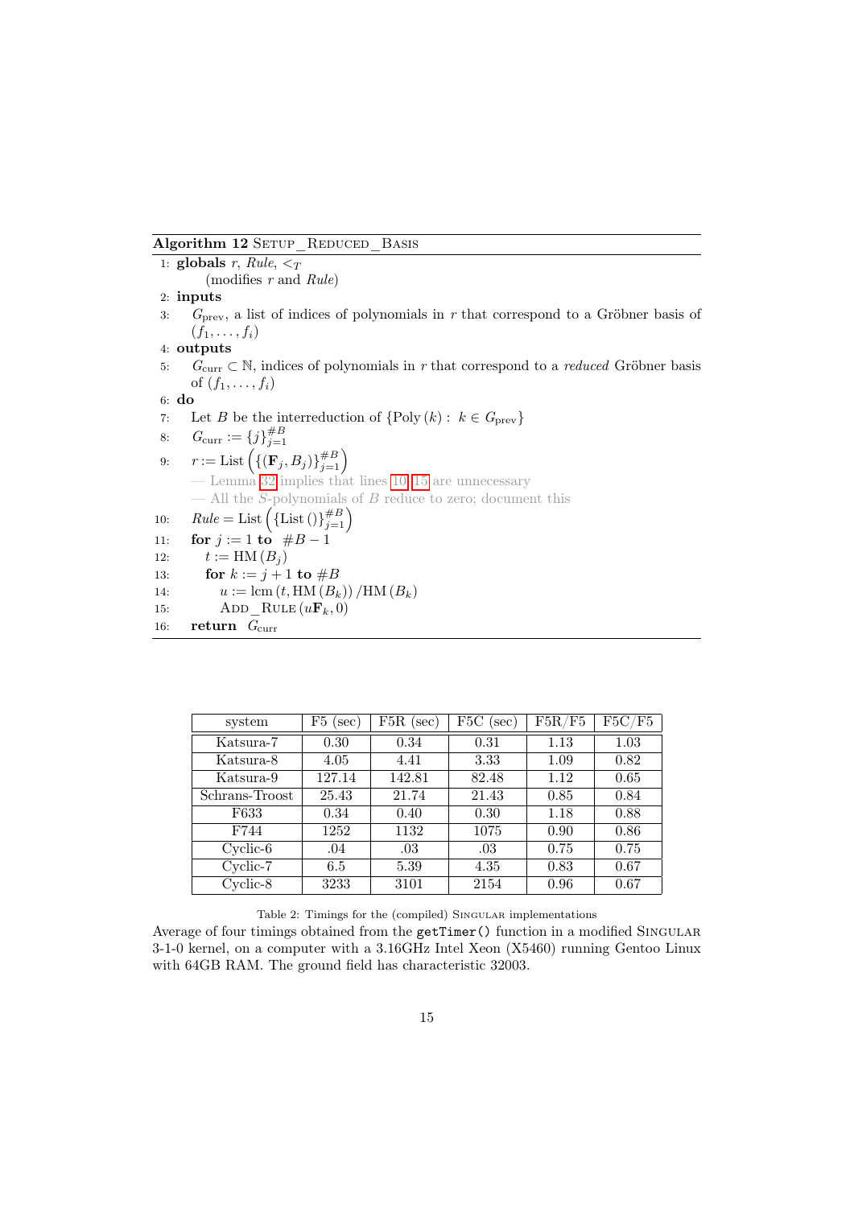**Algorithm 12** Setup_Reduced_Basis

1: **globals** $r$, *Rule*, $<_T$
  (modifies $r$ and *Rule*)
2: **inputs**
3: $G_{\text{prev}}$, a list of indices of polynomials in $r$ that correspond to a Gröbner basis of $(f_1, \ldots, f_i)$
4: **outputs**
5: $G_{\text{curr}} \subset \mathbb{N}$, indices of polynomials in $r$ that correspond to a *reduced* Gröbner basis of $(f_1, \ldots, f_i)$
6: **do**
7: Let $B$ be the interreduction of $\{\text{Poly}(k) : k \in G_{\text{prev}}\}$
8: $G_{\text{curr}} := \{j\}_{j=1}^{\#B}$
9: $r := \text{List}\left(\{(\mathbf{F}_j, B_j)\}_{j=1}^{\#B}\right)$
  — Lemma 32 implies that lines 10–15 are unnecessary
  — All the $S$-polynomials of $B$ reduce to zero; document this
10: $Rule = \text{List}\left(\{\text{List}()\}_{j=1}^{\#B}\right)$
11: **for** $j := 1$ **to** $\#B - 1$
12: $t := \text{HM}(B_j)$
13: **for** $k := j + 1$ **to** $\#B$
14: $u := \text{lcm}(t, \text{HM}(B_k)) / \text{HM}(B_k)$
15: Add_Rule $(u\mathbf{F}_k, 0)$
16: **return** $G_{\text{curr}}$

| system | F5 (sec) | F5R (sec) | F5C (sec) | F5R/F5 | F5C/F5 |
|---|---|---|---|---|---|
| Katsura-7 | 0.30 | 0.34 | 0.31 | 1.13 | 1.03 |
| Katsura-8 | 4.05 | 4.41 | 3.33 | 1.09 | 0.82 |
| Katsura-9 | 127.14 | 142.81 | 82.48 | 1.12 | 0.65 |
| Schrans-Troost | 25.43 | 21.74 | 21.43 | 0.85 | 0.84 |
| F633 | 0.34 | 0.40 | 0.30 | 1.18 | 0.88 |
| F744 | 1252 | 1132 | 1075 | 0.90 | 0.86 |
| Cyclic-6 | .04 | .03 | .03 | 0.75 | 0.75 |
| Cyclic-7 | 6.5 | 5.39 | 4.35 | 0.83 | 0.67 |
| Cyclic-8 | 3233 | 3101 | 2154 | 0.96 | 0.67 |

Table 2: Timings for the (compiled) Singular implementations

Average of four timings obtained from the `getTimer()` function in a modified Singular 3-1-0 kernel, on a computer with a 3.16GHz Intel Xeon (X5460) running Gentoo Linux with 64GB RAM. The ground field has characteristic 32003.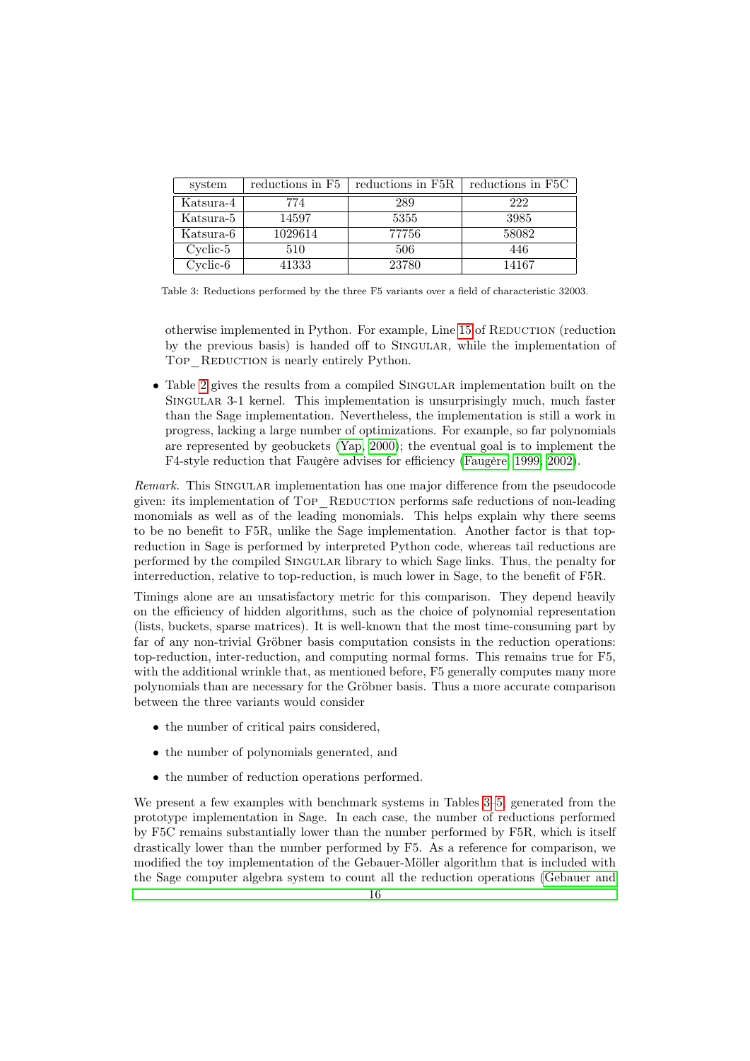| system | reductions in F5 | reductions in F5R | reductions in F5C |
| --- | --- | --- | --- |
| Katsura-4 | 774 | 289 | 222 |
| Katsura-5 | 14597 | 5355 | 3985 |
| Katsura-6 | 1029614 | 77756 | 58082 |
| Cyclic-5 | 510 | 506 | 446 |
| Cyclic-6 | 41333 | 23780 | 14167 |

Table 3: Reductions performed by the three F5 variants over a field of characteristic 32003.

otherwise implemented in Python. For example, Line 15 of Reduction (reduction by the previous basis) is handed off to Singular, while the implementation of Top_Reduction is nearly entirely Python.

- Table 2 gives the results from a compiled Singular implementation built on the Singular 3-1 kernel. This implementation is unsurprisingly much, much faster than the Sage implementation. Nevertheless, the implementation is still a work in progress, lacking a large number of optimizations. For example, so far polynomials are represented by geobuckets (Yap, 2000); the eventual goal is to implement the F4-style reduction that Faugère advises for efficiency (Faugère, 1999, 2002).

*Remark.* This Singular implementation has one major difference from the pseudocode given: its implementation of Top_Reduction performs safe reductions of non-leading monomials as well as of the leading monomials. This helps explain why there seems to be no benefit to F5R, unlike the Sage implementation. Another factor is that top-reduction in Sage is performed by interpreted Python code, whereas tail reductions are performed by the compiled Singular library to which Sage links. Thus, the penalty for interreduction, relative to top-reduction, is much lower in Sage, to the benefit of F5R.

Timings alone are an unsatisfactory metric for this comparison. They depend heavily on the efficiency of hidden algorithms, such as the choice of polynomial representation (lists, buckets, sparse matrices). It is well-known that the most time-consuming part by far of any non-trivial Gröbner basis computation consists in the reduction operations: top-reduction, inter-reduction, and computing normal forms. This remains true for F5, with the additional wrinkle that, as mentioned before, F5 generally computes many more polynomials than are necessary for the Gröbner basis. Thus a more accurate comparison between the three variants would consider

- the number of critical pairs considered,
- the number of polynomials generated, and
- the number of reduction operations performed.

We present a few examples with benchmark systems in Tables 3–5, generated from the prototype implementation in Sage. In each case, the number of reductions performed by F5C remains substantially lower than the number performed by F5R, which is itself drastically lower than the number performed by F5. As a reference for comparison, we modified the toy implementation of the Gebauer-Möller algorithm that is included with the Sage computer algebra system to count all the reduction operations (Gebauer and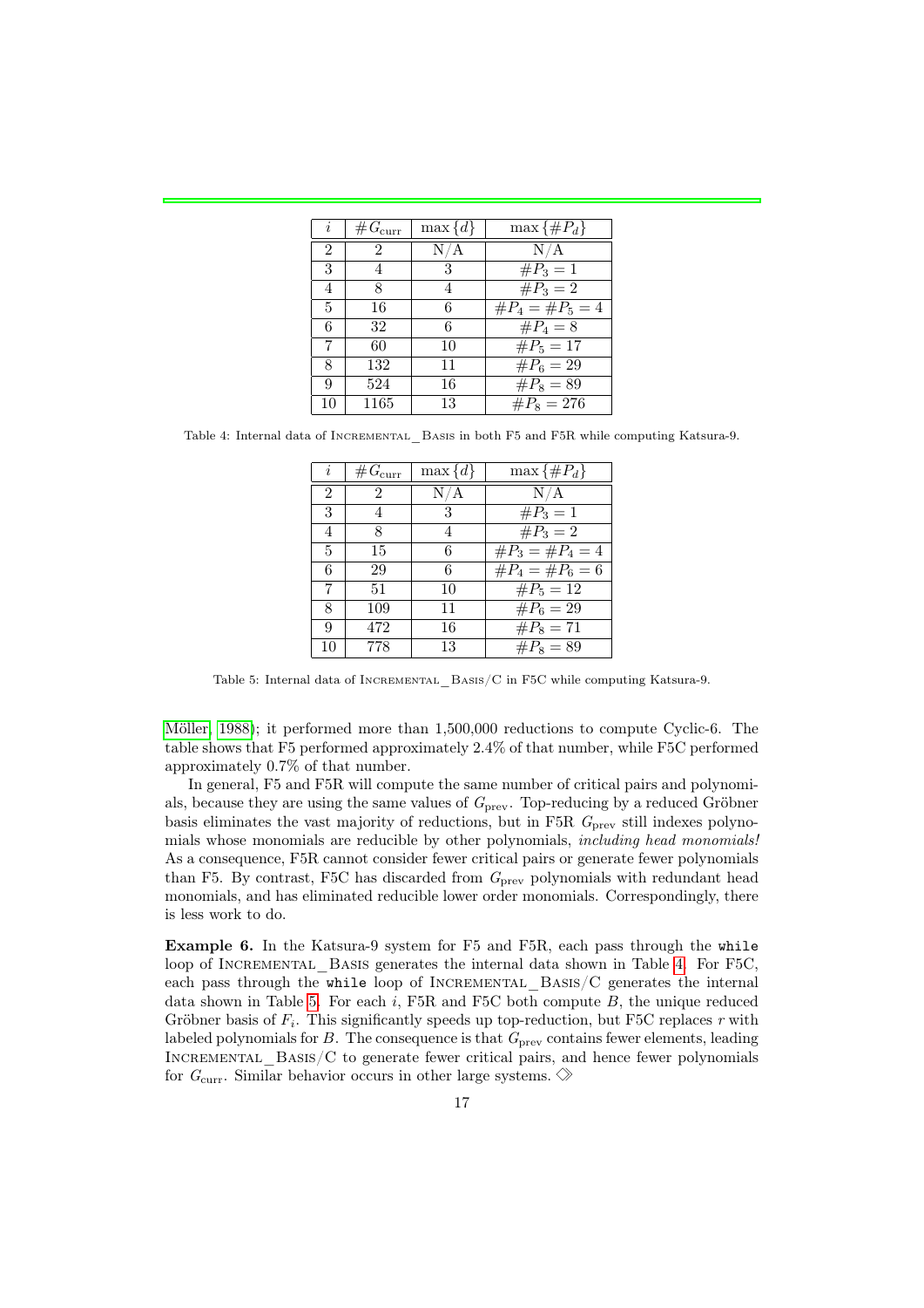| $i$ | $\#G_{\text{curr}}$ | $\max\{d\}$ | $\max\{\#P_d\}$ |
|---|---|---|---|
| 2 | 2 | N/A | N/A |
| 3 | 4 | 3 | $\#P_3 = 1$ |
| 4 | 8 | 4 | $\#P_3 = 2$ |
| 5 | 16 | 6 | $\#P_4 = \#P_5 = 4$ |
| 6 | 32 | 6 | $\#P_4 = 8$ |
| 7 | 60 | 10 | $\#P_5 = 17$ |
| 8 | 132 | 11 | $\#P_6 = 29$ |
| 9 | 524 | 16 | $\#P_8 = 89$ |
| 10 | 1165 | 13 | $\#P_8 = 276$ |

Table 4: Internal data of INCREMENTAL_BASIS in both F5 and F5R while computing Katsura-9.

| $i$ | $\#G_{\text{curr}}$ | $\max\{d\}$ | $\max\{\#P_d\}$ |
|---|---|---|---|
| 2 | 2 | N/A | N/A |
| 3 | 4 | 3 | $\#P_3 = 1$ |
| 4 | 8 | 4 | $\#P_3 = 2$ |
| 5 | 15 | 6 | $\#P_3 = \#P_4 = 4$ |
| 6 | 29 | 6 | $\#P_4 = \#P_6 = 6$ |
| 7 | 51 | 10 | $\#P_5 = 12$ |
| 8 | 109 | 11 | $\#P_6 = 29$ |
| 9 | 472 | 16 | $\#P_8 = 71$ |
| 10 | 778 | 13 | $\#P_8 = 89$ |

Table 5: Internal data of INCREMENTAL_BASIS/C in F5C while computing Katsura-9.

Möller, 1988); it performed more than 1,500,000 reductions to compute Cyclic-6. The table shows that F5 performed approximately 2.4% of that number, while F5C performed approximately 0.7% of that number.

In general, F5 and F5R will compute the same number of critical pairs and polynomials, because they are using the same values of $G_{\text{prev}}$. Top-reducing by a reduced Gröbner basis eliminates the vast majority of reductions, but in F5R $G_{\text{prev}}$ still indexes polynomials whose monomials are reducible by other polynomials, *including head monomials!* As a consequence, F5R cannot consider fewer critical pairs or generate fewer polynomials than F5. By contrast, F5C has discarded from $G_{\text{prev}}$ polynomials with redundant head monomials, and has eliminated reducible lower order monomials. Correspondingly, there is less work to do.

**Example 6.** In the Katsura-9 system for F5 and F5R, each pass through the `while` loop of INCREMENTAL_BASIS generates the internal data shown in Table 4. For F5C, each pass through the `while` loop of INCREMENTAL_BASIS/C generates the internal data shown in Table 5. For each $i$, F5R and F5C both compute $B$, the unique reduced Gröbner basis of $F_i$. This significantly speeds up top-reduction, but F5C replaces $r$ with labeled polynomials for $B$. The consequence is that $G_{\text{prev}}$ contains fewer elements, leading INCREMENTAL_BASIS/C to generate fewer critical pairs, and hence fewer polynomials for $G_{\text{curr}}$. Similar behavior occurs in other large systems. $\diamondsuit$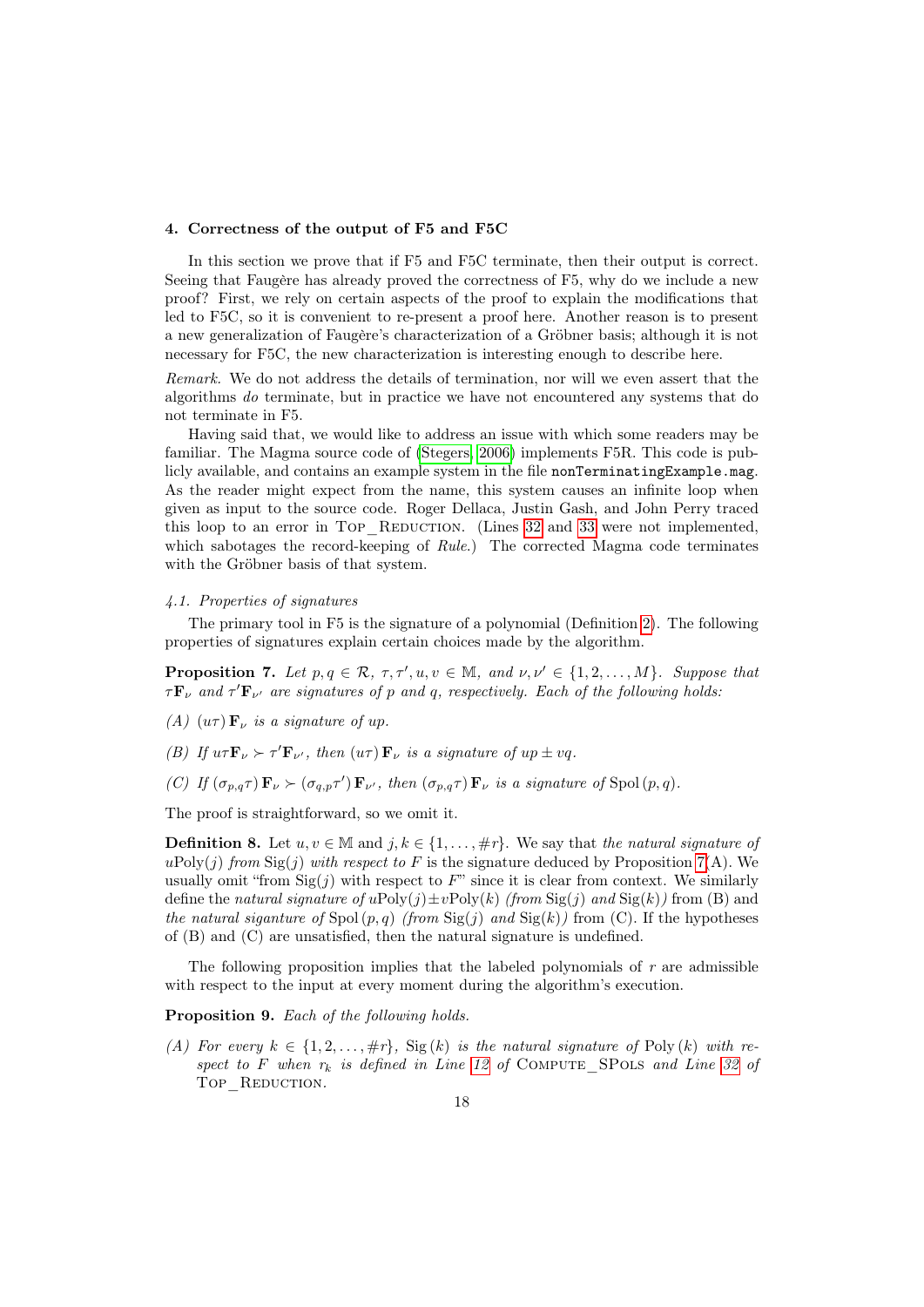## 4. Correctness of the output of F5 and F5C

In this section we prove that if F5 and F5C terminate, then their output is correct. Seeing that Faugère has already proved the correctness of F5, why do we include a new proof? First, we rely on certain aspects of the proof to explain the modifications that led to F5C, so it is convenient to re-present a proof here. Another reason is to present a new generalization of Faugère's characterization of a Gröbner basis; although it is not necessary for F5C, the new characterization is interesting enough to describe here.

*Remark.* We do not address the details of termination, nor will we even assert that the algorithms *do* terminate, but in practice we have not encountered any systems that do not terminate in F5.

Having said that, we would like to address an issue with which some readers may be familiar. The Magma source code of (Stegers, 2006) implements F5R. This code is publicly available, and contains an example system in the file `nonTerminatingExample.mag`. As the reader might expect from the name, this system causes an infinite loop when given as input to the source code. Roger Dellaca, Justin Gash, and John Perry traced this loop to an error in TOP_REDUCTION. (Lines 32 and 33 were not implemented, which sabotages the record-keeping of *Rule*.) The corrected Magma code terminates with the Gröbner basis of that system.

### 4.1. Properties of signatures

The primary tool in F5 is the signature of a polynomial (Definition 2). The following properties of signatures explain certain choices made by the algorithm.

**Proposition 7.** *Let $p, q \in \mathcal{R}$, $\tau, \tau', u, v \in \mathbb{M}$, and $\nu, \nu' \in \{1, 2, \ldots, M\}$. Suppose that $\tau \mathbf{F}_\nu$ and $\tau' \mathbf{F}_{\nu'}$ are signatures of $p$ and $q$, respectively. Each of the following holds:*

*(A) $(u\tau)\,\mathbf{F}_\nu$ is a signature of $up$.*

*(B) If $u\tau\mathbf{F}_\nu \succ \tau'\mathbf{F}_{\nu'}$, then $(u\tau)\,\mathbf{F}_\nu$ is a signature of $up \pm vq$.*

*(C) If $(\sigma_{p,q}\tau)\,\mathbf{F}_\nu \succ (\sigma_{q,p}\tau')\,\mathbf{F}_{\nu'}$, then $(\sigma_{p,q}\tau)\,\mathbf{F}_\nu$ is a signature of $\operatorname{Spol}(p, q)$.*

The proof is straightforward, so we omit it.

**Definition 8.** Let $u, v \in \mathbb{M}$ and $j, k \in \{1, \ldots, \#r\}$. We say that *the natural signature of $u\operatorname{Poly}(j)$ from $\operatorname{Sig}(j)$ with respect to $F$* is the signature deduced by Proposition 7(A). We usually omit "from $\operatorname{Sig}(j)$ with respect to $F$" since it is clear from context. We similarly define the *natural signature of $u\operatorname{Poly}(j) \pm v\operatorname{Poly}(k)$ (from $\operatorname{Sig}(j)$ and $\operatorname{Sig}(k)$)* from (B) and *the natural siganture of $\operatorname{Spol}(p, q)$ (from $\operatorname{Sig}(j)$ and $\operatorname{Sig}(k)$)* from (C). If the hypotheses of (B) and (C) are unsatisfied, then the natural signature is undefined.

The following proposition implies that the labeled polynomials of $r$ are admissible with respect to the input at every moment during the algorithm's execution.

**Proposition 9.** *Each of the following holds.*

*(A) For every $k \in \{1, 2, \ldots, \#r\}$, $\operatorname{Sig}(k)$ is the natural signature of $\operatorname{Poly}(k)$ with respect to $F$ when $r_k$ is defined in Line 12 of* COMPUTE_SPOLS *and Line 32 of* TOP_REDUCTION.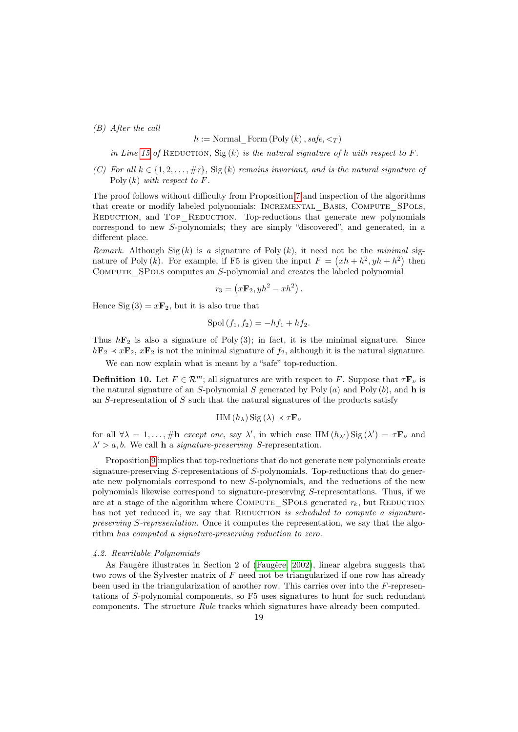(B) *After the call*

$$h := \text{Normal\_Form}\left(\text{Poly}\left(k\right), \mathit{safe}, <_T\right)$$

*in Line 15 of* Reduction, $\text{Sig}\left(k\right)$ *is the natural signature of* $h$ *with respect to* $F$.

(C) *For all* $k \in \{1, 2, \ldots, \#r\}$, $\text{Sig}\left(k\right)$ *remains invariant, and is the natural signature of* $\text{Poly}\left(k\right)$ *with respect to* $F$.

The proof follows without difficulty from Proposition 7 and inspection of the algorithms that create or modify labeled polynomials: Incremental_Basis, Compute_SPols, Reduction, and Top_Reduction. Top-reductions that generate new polynomials correspond to new $S$-polynomials; they are simply "discovered", and generated, in a different place.

*Remark.* Although $\text{Sig}\left(k\right)$ is *a* signature of $\text{Poly}\left(k\right)$, it need not be the *minimal* signature of $\text{Poly}\left(k\right)$. For example, if F5 is given the input $F = \left(xh + h^2, yh + h^2\right)$ then Compute_SPols computes an $S$-polynomial and creates the labeled polynomial

$$r_3 = \left(x\mathbf{F}_2, yh^2 - xh^2\right).$$

Hence $\text{Sig}\left(3\right) = x\mathbf{F}_2$, but it is also true that

$$\text{Spol}\left(f_1, f_2\right) = -hf_1 + hf_2.$$

Thus $h\mathbf{F}_2$ is also a signature of $\text{Poly}\left(3\right)$; in fact, it is the minimal signature. Since $h\mathbf{F}_2 \prec x\mathbf{F}_2$, $x\mathbf{F}_2$ is not the minimal signature of $f_2$, although it is the natural signature.

We can now explain what is meant by a "safe" top-reduction.

**Definition 10.** Let $F \in \mathcal{R}^m$; all signatures are with respect to $F$. Suppose that $\tau\mathbf{F}_\nu$ is the natural signature of an $S$-polynomial $S$ generated by $\text{Poly}\left(a\right)$ and $\text{Poly}\left(b\right)$, and $\mathbf{h}$ is an $S$-representation of $S$ such that the natural signatures of the products satisfy

$$\text{HM}\left(h_\lambda\right)\text{Sig}\left(\lambda\right) \prec \tau\mathbf{F}_\nu$$

for all $\forall\lambda = 1, \ldots, \#\mathbf{h}$ *except one*, say $\lambda'$, in which case $\text{HM}\left(h_{\lambda'}\right)\text{Sig}\left(\lambda'\right) = \tau\mathbf{F}_\nu$ and $\lambda' > a, b$. We call $\mathbf{h}$ a *signature-preserving* $S$-representation.

Proposition 9 implies that top-reductions that do not generate new polynomials create signature-preserving $S$-representations of $S$-polynomials. Top-reductions that do generate new polynomials correspond to new $S$-polynomials, and the reductions of the new polynomials likewise correspond to signature-preserving $S$-representations. Thus, if we are at a stage of the algorithm where Compute_SPols generated $r_k$, but Reduction has not yet reduced it, we say that Reduction *is scheduled to compute a signature-preserving S-representation.* Once it computes the representation, we say that the algorithm *has computed a signature-preserving reduction to zero.*

#### 4.2. Rewritable Polynomials

As Faugère illustrates in Section 2 of (Faugère, 2002), linear algebra suggests that two rows of the Sylvester matrix of $F$ need not be triangularized if one row has already been used in the triangularization of another row. This carries over into the $F$-representations of $S$-polynomial components, so F5 uses signatures to hunt for such redundant components. The structure *Rule* tracks which signatures have already been computed.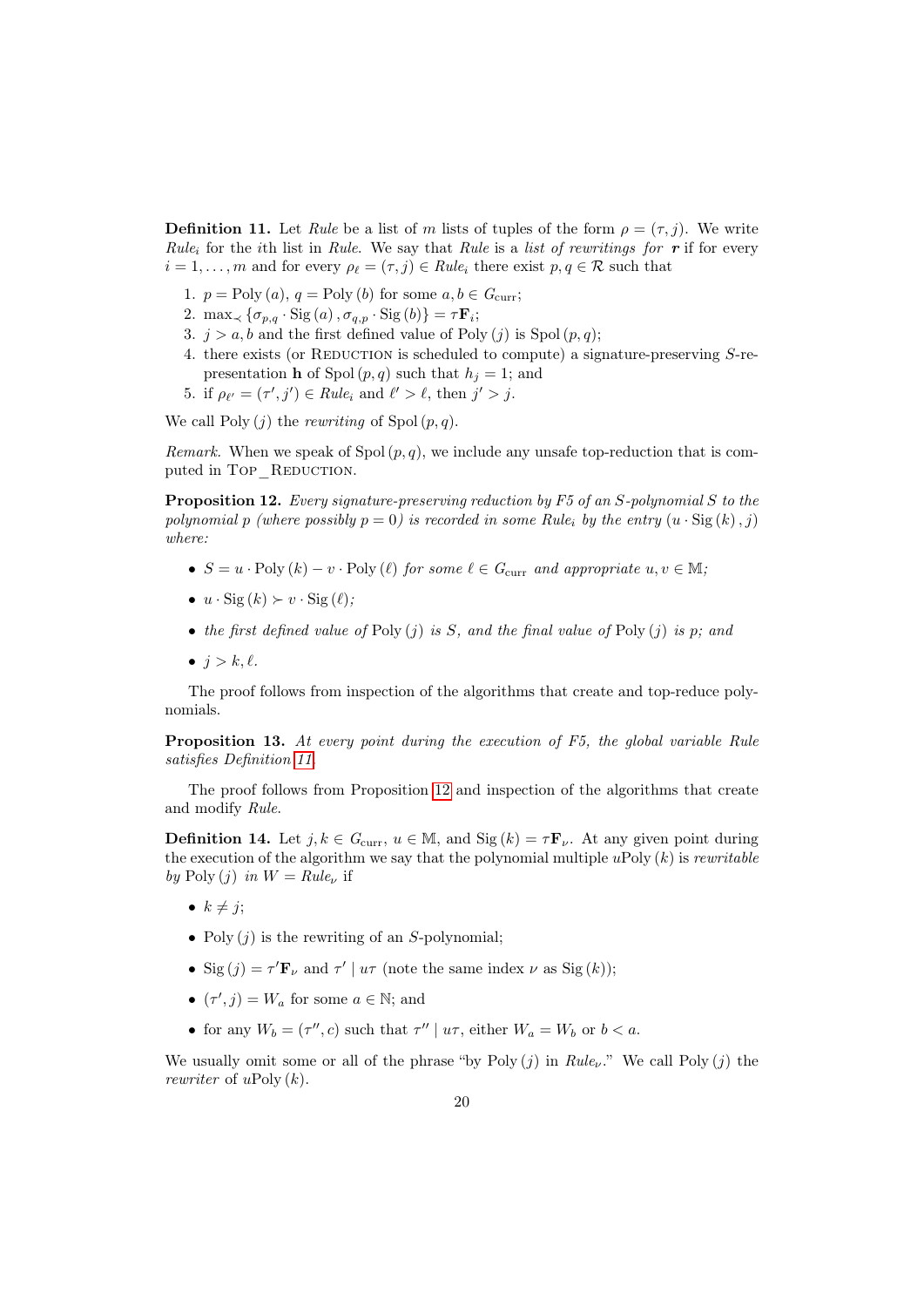**Definition 11.** Let *Rule* be a list of $m$ lists of tuples of the form $\rho = (\tau, j)$. We write $Rule_i$ for the $i$th list in *Rule*. We say that *Rule* is a *list of rewritings for* $\boldsymbol{r}$ if for every $i = 1, \ldots, m$ and for every $\rho_\ell = (\tau, j) \in Rule_i$ there exist $p, q \in \mathcal{R}$ such that

1. $p = \text{Poly}(a)$, $q = \text{Poly}(b)$ for some $a, b \in G_{\text{curr}}$;
2. $\max_\prec \{\sigma_{p,q} \cdot \text{Sig}(a), \sigma_{q,p} \cdot \text{Sig}(b)\} = \tau \mathbf{F}_i$;
3. $j > a, b$ and the first defined value of $\text{Poly}(j)$ is $\text{Spol}(p, q)$;
4. there exists (or REDUCTION is scheduled to compute) a signature-preserving $S$-representation $\mathbf{h}$ of $\text{Spol}(p, q)$ such that $h_j = 1$; and
5. if $\rho_{\ell'} = (\tau', j') \in Rule_i$ and $\ell' > \ell$, then $j' > j$.

We call $\text{Poly}(j)$ the *rewriting* of $\text{Spol}(p, q)$.

*Remark.* When we speak of $\text{Spol}(p, q)$, we include any unsafe top-reduction that is computed in TOP_REDUCTION.

**Proposition 12.** *Every signature-preserving reduction by F5 of an S-polynomial S to the polynomial p (where possibly $p = 0$) is recorded in some $Rule_i$ by the entry $(u \cdot \text{Sig}(k), j)$ where:*

- *$S = u \cdot \text{Poly}(k) - v \cdot \text{Poly}(\ell)$ for some $\ell \in G_{\text{curr}}$ and appropriate $u, v \in \mathbb{M}$;*
- *$u \cdot \text{Sig}(k) \succ v \cdot \text{Sig}(\ell)$;*
- *the first defined value of $\text{Poly}(j)$ is S, and the final value of $\text{Poly}(j)$ is p; and*
- *$j > k, \ell$.*

The proof follows from inspection of the algorithms that create and top-reduce polynomials.

**Proposition 13.** *At every point during the execution of F5, the global variable Rule satisfies Definition 11.*

The proof follows from Proposition 12 and inspection of the algorithms that create and modify *Rule*.

**Definition 14.** Let $j, k \in G_{\text{curr}}$, $u \in \mathbb{M}$, and $\text{Sig}(k) = \tau \mathbf{F}_\nu$. At any given point during the execution of the algorithm we say that the polynomial multiple $u\text{Poly}(k)$ is *rewritable by* $\text{Poly}(j)$ *in* $W = Rule_\nu$ if

- $k \neq j$;
- $\text{Poly}(j)$ is the rewriting of an $S$-polynomial;
- $\text{Sig}(j) = \tau' \mathbf{F}_\nu$ and $\tau' \mid u\tau$ (note the same index $\nu$ as $\text{Sig}(k)$);
- $(\tau', j) = W_a$ for some $a \in \mathbb{N}$; and
- for any $W_b = (\tau'', c)$ such that $\tau'' \mid u\tau$, either $W_a = W_b$ or $b < a$.

We usually omit some or all of the phrase "by $\text{Poly}(j)$ in $Rule_\nu$." We call $\text{Poly}(j)$ the *rewriter* of $u\text{Poly}(k)$.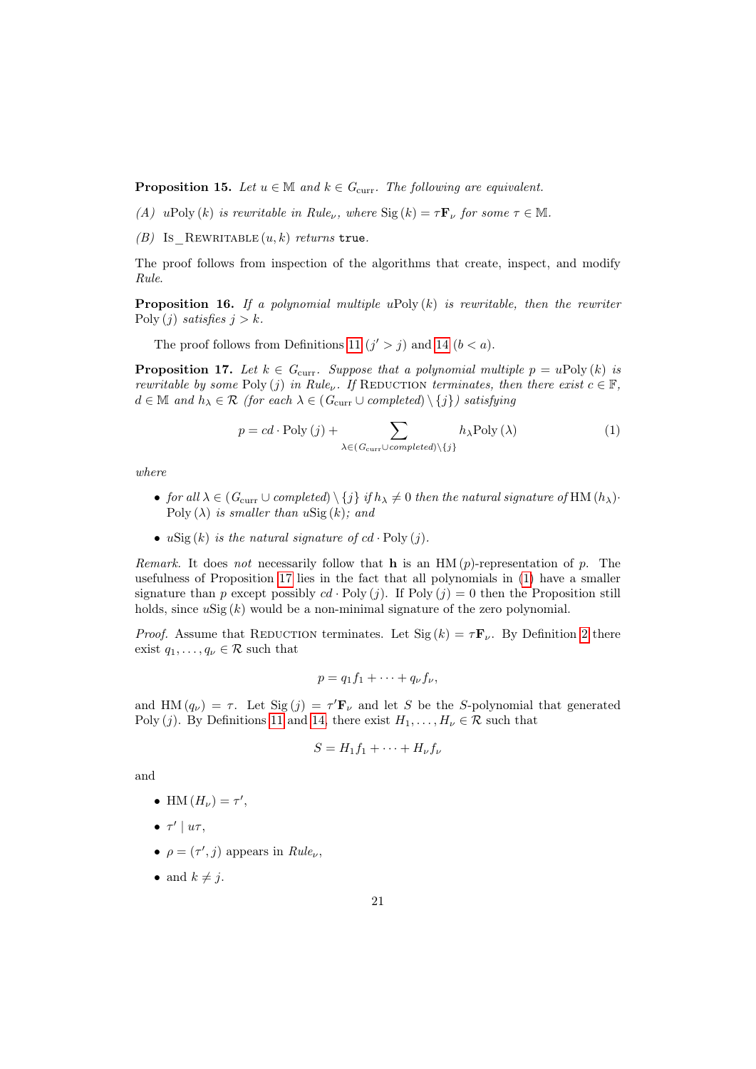**Proposition 15.** *Let $u \in \mathbb{M}$ and $k \in G_{\text{curr}}$. The following are equivalent.*

*(A)* $u\text{Poly}(k)$ *is rewritable in* $Rule_\nu$*, where* $\text{Sig}(k) = \tau\mathbf{F}_\nu$ *for some* $\tau \in \mathbb{M}$.

*(B)* $\text{Is\_Rewritable}(u, k)$ *returns* `true`.

The proof follows from inspection of the algorithms that create, inspect, and modify *Rule*.

**Proposition 16.** *If a polynomial multiple* $u\text{Poly}(k)$ *is rewritable, then the rewriter* $\text{Poly}(j)$ *satisfies* $j > k$.

The proof follows from Definitions 11 ($j' > j$) and 14 ($b < a$).

**Proposition 17.** *Let $k \in G_{\text{curr}}$. Suppose that a polynomial multiple $p = u\text{Poly}(k)$ is rewritable by some $\text{Poly}(j)$ in $Rule_\nu$. If* Reduction *terminates, then there exist $c \in \mathbb{F}$, $d \in \mathbb{M}$ and $h_\lambda \in \mathcal{R}$ (for each $\lambda \in (G_{\text{curr}} \cup completed) \setminus \{j\}$) satisfying*

$$p = cd \cdot \text{Poly}(j) + \sum_{\lambda \in (G_{\text{curr}} \cup completed) \setminus \{j\}} h_\lambda \text{Poly}(\lambda) \tag{1}$$

*where*

- *for all $\lambda \in (G_{\text{curr}} \cup completed) \setminus \{j\}$ if $h_\lambda \neq 0$ then the natural signature of $\text{HM}(h_\lambda) \cdot \text{Poly}(\lambda)$ is smaller than $u\text{Sig}(k)$; and*
- *$u\text{Sig}(k)$ is the natural signature of $cd \cdot \text{Poly}(j)$.*

*Remark.* It does *not* necessarily follow that $\mathbf{h}$ is an $\text{HM}(p)$-representation of $p$. The usefulness of Proposition 17 lies in the fact that all polynomials in (1) have a smaller signature than $p$ except possibly $cd \cdot \text{Poly}(j)$. If $\text{Poly}(j) = 0$ then the Proposition still holds, since $u\text{Sig}(k)$ would be a non-minimal signature of the zero polynomial.

*Proof.* Assume that Reduction terminates. Let $\text{Sig}(k) = \tau\mathbf{F}_\nu$. By Definition 2 there exist $q_1, \ldots, q_\nu \in \mathcal{R}$ such that

$$p = q_1 f_1 + \cdots + q_\nu f_\nu,$$

and $\text{HM}(q_\nu) = \tau$. Let $\text{Sig}(j) = \tau'\mathbf{F}_\nu$ and let $S$ be the $S$-polynomial that generated $\text{Poly}(j)$. By Definitions 11 and 14, there exist $H_1, \ldots, H_\nu \in \mathcal{R}$ such that

$$S = H_1 f_1 + \cdots + H_\nu f_\nu$$

and

- $\text{HM}(H_\nu) = \tau'$,
- $\tau' \mid u\tau$,
- $\rho = (\tau', j)$ appears in $Rule_\nu$,
- and $k \neq j$.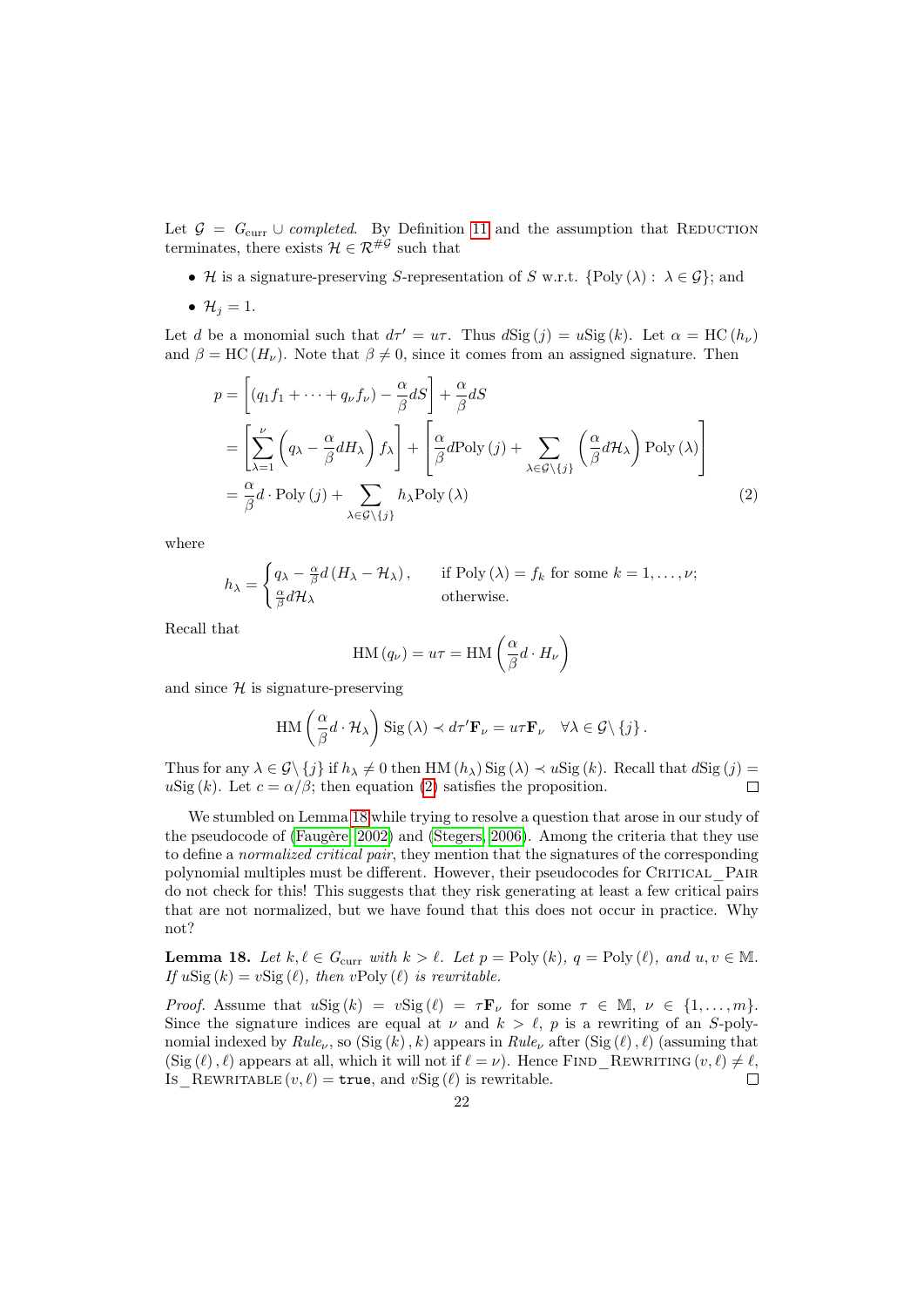Let $\mathcal{G} = G_{\text{curr}} \cup \textit{completed}$. By Definition 11 and the assumption that REDUCTION terminates, there exists $\mathcal{H} \in \mathcal{R}^{\#\mathcal{G}}$ such that

- $\mathcal{H}$ is a signature-preserving $S$-representation of $S$ w.r.t. $\{\text{Poly}(\lambda) : \lambda \in \mathcal{G}\}$; and
- $\mathcal{H}_j = 1$.

Let $d$ be a monomial such that $d\tau' = u\tau$. Thus $d\text{Sig}(j) = u\text{Sig}(k)$. Let $\alpha = \text{HC}(h_\nu)$ and $\beta = \text{HC}(H_\nu)$. Note that $\beta \neq 0$, since it comes from an assigned signature. Then

$$
\begin{aligned}
p &= \left[ (q_1 f_1 + \cdots + q_\nu f_\nu) - \frac{\alpha}{\beta} dS \right] + \frac{\alpha}{\beta} dS \\
&= \left[ \sum_{\lambda=1}^{\nu} \left( q_\lambda - \frac{\alpha}{\beta} dH_\lambda \right) f_\lambda \right] + \left[ \frac{\alpha}{\beta} d\text{Poly}(j) + \sum_{\lambda \in \mathcal{G}\setminus\{j\}} \left( \frac{\alpha}{\beta} d\mathcal{H}_\lambda \right) \text{Poly}(\lambda) \right] \\
&= \frac{\alpha}{\beta} d \cdot \text{Poly}(j) + \sum_{\lambda \in \mathcal{G}\setminus\{j\}} h_\lambda \text{Poly}(\lambda)
\end{aligned} \tag{2}
$$

where

$$
h_\lambda = \begin{cases} q_\lambda - \frac{\alpha}{\beta} d\left(H_\lambda - \mathcal{H}_\lambda\right), & \text{if Poly}(\lambda) = f_k \text{ for some } k = 1, \ldots, \nu; \\ \frac{\alpha}{\beta} d\mathcal{H}_\lambda & \text{otherwise.} \end{cases}
$$

Recall that

$$
\text{HM}(q_\nu) = u\tau = \text{HM}\left( \frac{\alpha}{\beta} d \cdot H_\nu \right)
$$

and since $\mathcal{H}$ is signature-preserving

$$
\text{HM}\left( \frac{\alpha}{\beta} d \cdot \mathcal{H}_\lambda \right) \text{Sig}(\lambda) \prec d\tau' \mathbf{F}_\nu = u\tau \mathbf{F}_\nu \quad \forall \lambda \in \mathcal{G}\setminus\{j\}.
$$

Thus for any $\lambda \in \mathcal{G}\setminus\{j\}$ if $h_\lambda \neq 0$ then $\text{HM}(h_\lambda)\text{Sig}(\lambda) \prec u\text{Sig}(k)$. Recall that $d\text{Sig}(j) = u\text{Sig}(k)$. Let $c = \alpha/\beta$; then equation (2) satisfies the proposition. □

We stumbled on Lemma 18 while trying to resolve a question that arose in our study of the pseudocode of (Faugère, 2002) and (Stegers, 2006). Among the criteria that they use to define a *normalized critical pair*, they mention that the signatures of the corresponding polynomial multiples must be different. However, their pseudocodes for CRITICAL_PAIR do not check for this! This suggests that they risk generating at least a few critical pairs that are not normalized, but we have found that this does not occur in practice. Why not?

**Lemma 18.** *Let $k, \ell \in G_{\text{curr}}$ with $k > \ell$. Let $p = \text{Poly}(k)$, $q = \text{Poly}(\ell)$, and $u, v \in \mathbb{M}$. If $u\text{Sig}(k) = v\text{Sig}(\ell)$, then $v\text{Poly}(\ell)$ is rewritable.*

*Proof.* Assume that $u\text{Sig}(k) = v\text{Sig}(\ell) = \tau\mathbf{F}_\nu$ for some $\tau \in \mathbb{M}$, $\nu \in \{1, \ldots, m\}$. Since the signature indices are equal at $\nu$ and $k > \ell$, $p$ is a rewriting of an $S$-polynomial indexed by $Rule_\nu$, so $(\text{Sig}(k), k)$ appears in $Rule_\nu$ after $(\text{Sig}(\ell), \ell)$ (assuming that $(\text{Sig}(\ell), \ell)$ appears at all, which it will not if $\ell = \nu$). Hence FIND_REWRITING$(v, \ell) \neq \ell$, IS_REWRITABLE$(v, \ell) =$ `true`, and $v\text{Sig}(\ell)$ is rewritable. □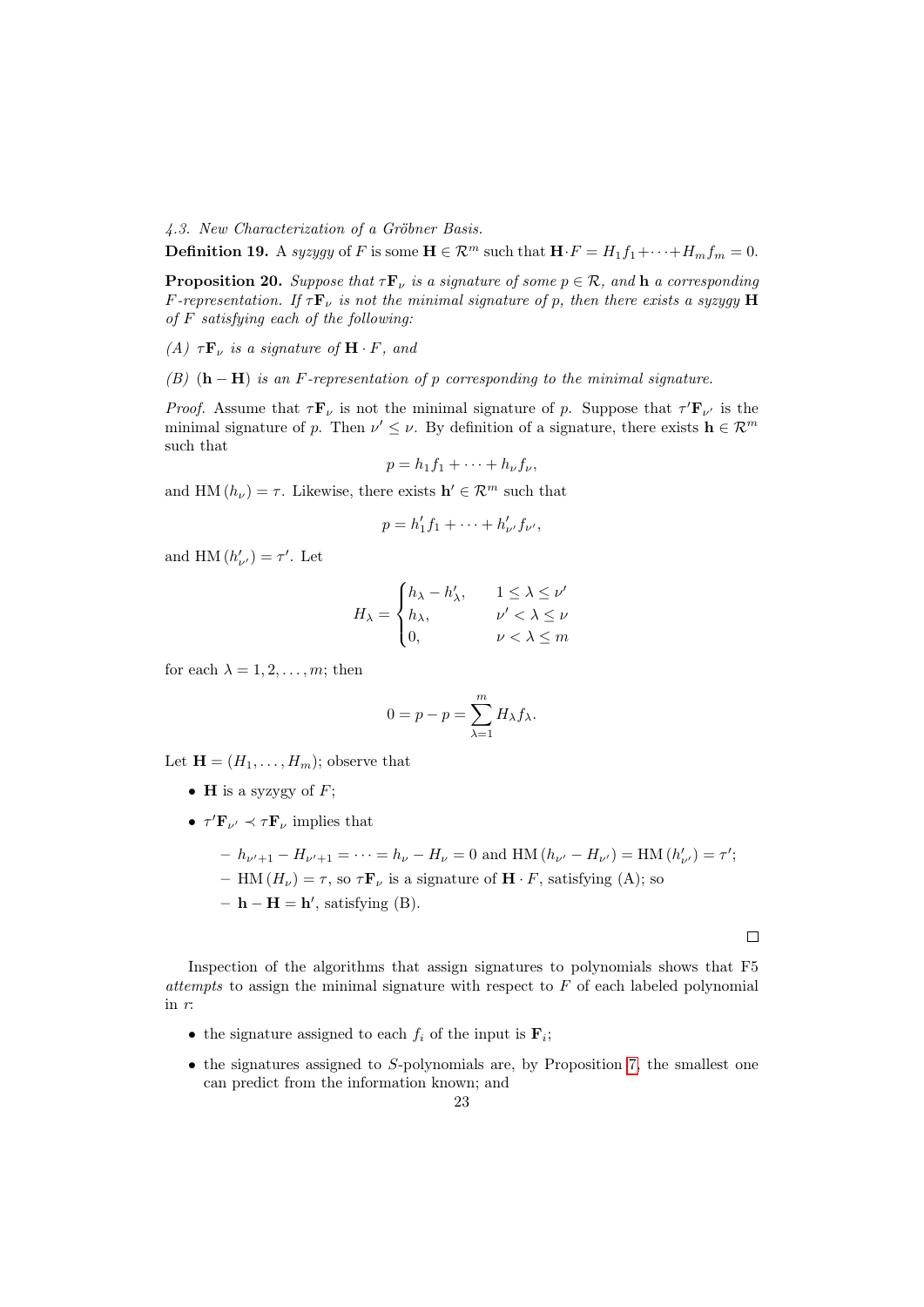*4.3. New Characterization of a Gröbner Basis.*

**Definition 19.** A *syzygy* of $F$ is some $\mathbf{H} \in \mathcal{R}^m$ such that $\mathbf{H} \cdot F = H_1 f_1 + \cdots + H_m f_m = 0$.

**Proposition 20.** *Suppose that $\tau \mathbf{F}_\nu$ is a signature of some $p \in \mathcal{R}$, and $\mathbf{h}$ a corresponding $F$-representation. If $\tau \mathbf{F}_\nu$ is not the minimal signature of $p$, then there exists a syzygy $\mathbf{H}$ of $F$ satisfying each of the following:*

*(A) $\tau \mathbf{F}_\nu$ is a signature of $\mathbf{H} \cdot F$, and*

*(B) $(\mathbf{h} - \mathbf{H})$ is an $F$-representation of $p$ corresponding to the minimal signature.*

*Proof.* Assume that $\tau \mathbf{F}_\nu$ is not the minimal signature of $p$. Suppose that $\tau' \mathbf{F}_{\nu'}$ is the minimal signature of $p$. Then $\nu' \leq \nu$. By definition of a signature, there exists $\mathbf{h} \in \mathcal{R}^m$ such that

$$p = h_1 f_1 + \cdots + h_\nu f_\nu,$$

and $\mathrm{HM}(h_\nu) = \tau$. Likewise, there exists $\mathbf{h}' \in \mathcal{R}^m$ such that

$$p = h'_1 f_1 + \cdots + h'_{\nu'} f_{\nu'},$$

and $\mathrm{HM}(h'_{\nu'}) = \tau'$. Let

$$H_\lambda = \begin{cases} h_\lambda - h'_\lambda, & 1 \leq \lambda \leq \nu' \\ h_\lambda, & \nu' < \lambda \leq \nu \\ 0, & \nu < \lambda \leq m \end{cases}$$

for each $\lambda = 1, 2, \ldots, m$; then

$$0 = p - p = \sum_{\lambda=1}^{m} H_\lambda f_\lambda.$$

Let $\mathbf{H} = (H_1, \ldots, H_m)$; observe that

- $\mathbf{H}$ is a syzygy of $F$;
- $\tau' \mathbf{F}_{\nu'} \prec \tau \mathbf{F}_\nu$ implies that
  - $h_{\nu'+1} - H_{\nu'+1} = \cdots = h_\nu - H_\nu = 0$ and $\mathrm{HM}(h_{\nu'} - H_{\nu'}) = \mathrm{HM}(h'_{\nu'}) = \tau'$;
  - $\mathrm{HM}(H_\nu) = \tau$, so $\tau \mathbf{F}_\nu$ is a signature of $\mathbf{H} \cdot F$, satisfying (A); so
  - $\mathbf{h} - \mathbf{H} = \mathbf{h}'$, satisfying (B).

∎

Inspection of the algorithms that assign signatures to polynomials shows that F5 *attempts* to assign the minimal signature with respect to $F$ of each labeled polynomial in $r$:

- the signature assigned to each $f_i$ of the input is $\mathbf{F}_i$;
- the signatures assigned to $S$-polynomials are, by Proposition 7, the smallest one can predict from the information known; and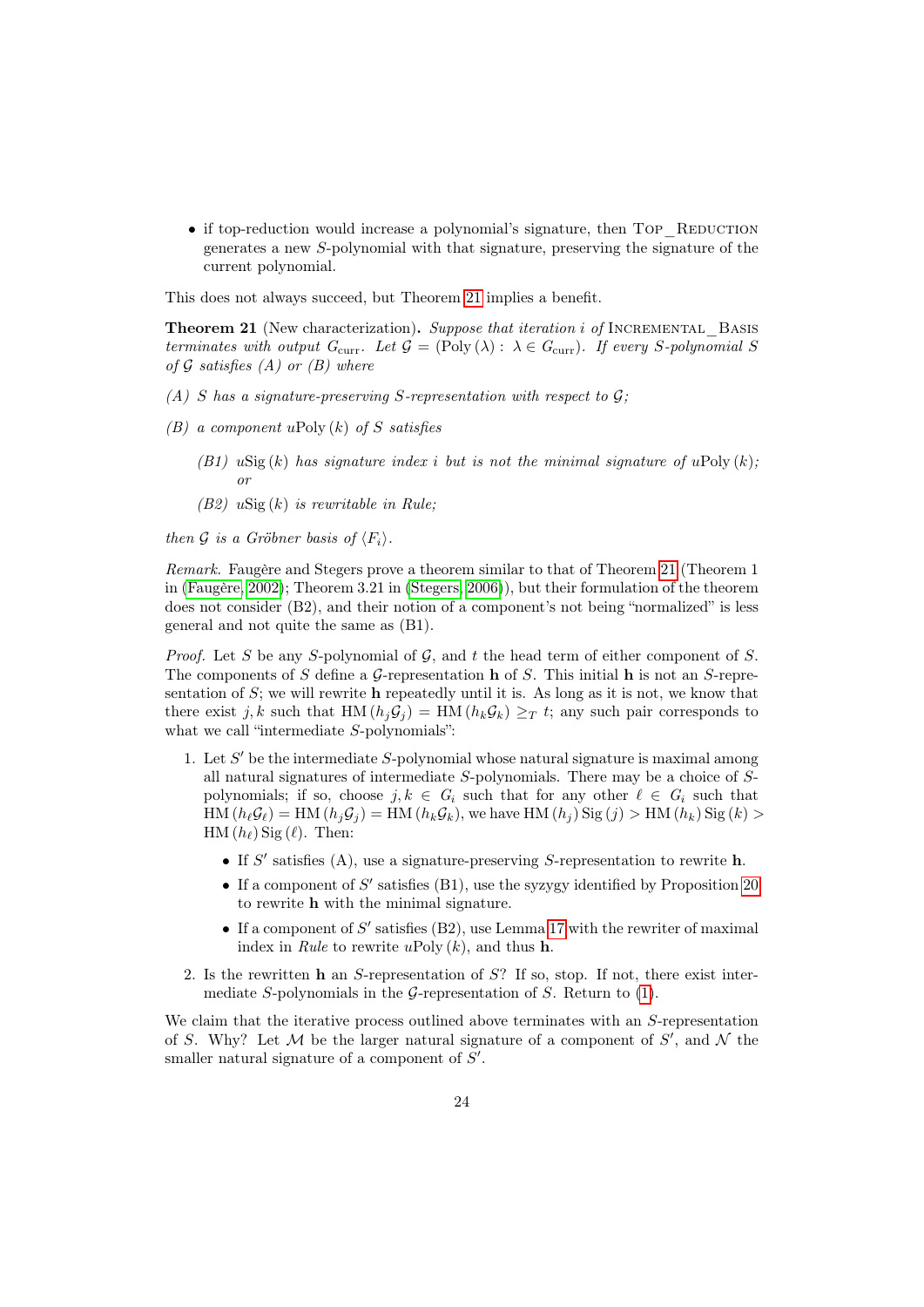- if top-reduction would increase a polynomial's signature, then Top_Reduction generates a new $S$-polynomial with that signature, preserving the signature of the current polynomial.

This does not always succeed, but Theorem 21 implies a benefit.

**Theorem 21** (New characterization)**.** *Suppose that iteration $i$ of* Incremental_Basis *terminates with output $G_{\text{curr}}$. Let $\mathcal{G} = (\text{Poly}(\lambda) : \lambda \in G_{\text{curr}})$. If every $S$-polynomial $S$ of $\mathcal{G}$ satisfies (A) or (B) where*

*(A) $S$ has a signature-preserving $S$-representation with respect to $\mathcal{G}$;*

*(B) a component $u\text{Poly}(k)$ of $S$ satisfies*

- *(B1) $u\text{Sig}(k)$ has signature index $i$ but is not the minimal signature of $u\text{Poly}(k)$; or*
- *(B2) $u\text{Sig}(k)$ is rewritable in Rule;*

*then $\mathcal{G}$ is a Gröbner basis of $\langle F_i \rangle$.*

*Remark.* Faugère and Stegers prove a theorem similar to that of Theorem 21 (Theorem 1 in (Faugère, 2002); Theorem 3.21 in (Stegers, 2006)), but their formulation of the theorem does not consider (B2), and their notion of a component's not being "normalized" is less general and not quite the same as (B1).

*Proof.* Let $S$ be any $S$-polynomial of $\mathcal{G}$, and $t$ the head term of either component of $S$. The components of $S$ define a $\mathcal{G}$-representation $\mathbf{h}$ of $S$. This initial $\mathbf{h}$ is not an $S$-representation of $S$; we will rewrite $\mathbf{h}$ repeatedly until it is. As long as it is not, we know that there exist $j, k$ such that $\text{HM}(h_j \mathcal{G}_j) = \text{HM}(h_k \mathcal{G}_k) \geq_T t$; any such pair corresponds to what we call "intermediate $S$-polynomials":

1. Let $S'$ be the intermediate $S$-polynomial whose natural signature is maximal among all natural signatures of intermediate $S$-polynomials. There may be a choice of $S$-polynomials; if so, choose $j, k \in G_i$ such that for any other $\ell \in G_i$ such that $\text{HM}(h_\ell \mathcal{G}_\ell) = \text{HM}(h_j \mathcal{G}_j) = \text{HM}(h_k \mathcal{G}_k)$, we have $\text{HM}(h_j)\,\text{Sig}(j) > \text{HM}(h_k)\,\text{Sig}(k) > \text{HM}(h_\ell)\,\text{Sig}(\ell)$. Then:
   - If $S'$ satisfies (A), use a signature-preserving $S$-representation to rewrite $\mathbf{h}$.
   - If a component of $S'$ satisfies (B1), use the syzygy identified by Proposition 20 to rewrite $\mathbf{h}$ with the minimal signature.
   - If a component of $S'$ satisfies (B2), use Lemma 17 with the rewriter of maximal index in *Rule* to rewrite $u\text{Poly}(k)$, and thus $\mathbf{h}$.
2. Is the rewritten $\mathbf{h}$ an $S$-representation of $S$? If so, stop. If not, there exist intermediate $S$-polynomials in the $\mathcal{G}$-representation of $S$. Return to (1).

We claim that the iterative process outlined above terminates with an $S$-representation of $S$. Why? Let $\mathcal{M}$ be the larger natural signature of a component of $S'$, and $\mathcal{N}$ the smaller natural signature of a component of $S'$.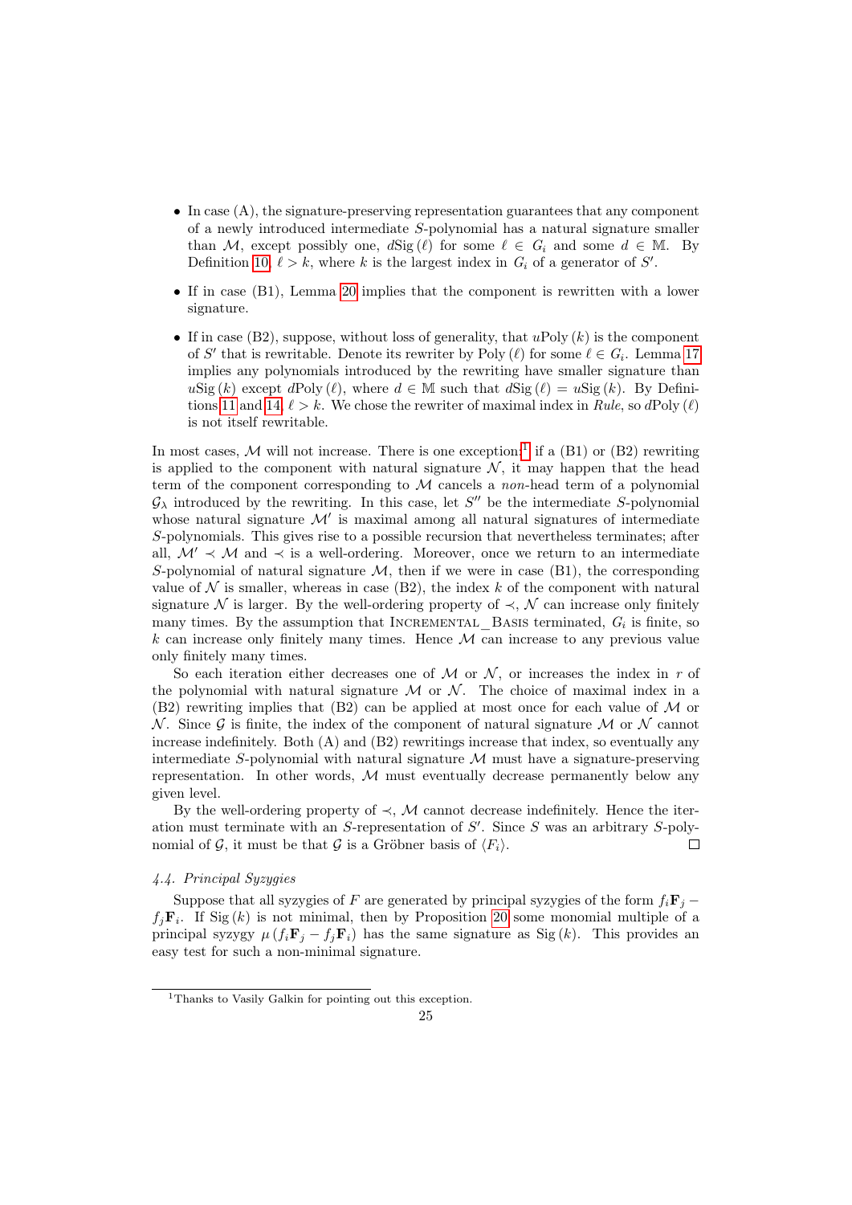- In case (A), the signature-preserving representation guarantees that any component of a newly introduced intermediate $S$-polynomial has a natural signature smaller than $\mathcal{M}$, except possibly one, $d\mathrm{Sig}(\ell)$ for some $\ell \in G_i$ and some $d \in \mathbb{M}$. By Definition 10, $\ell > k$, where $k$ is the largest index in $G_i$ of a generator of $S'$.
- If in case (B1), Lemma 20 implies that the component is rewritten with a lower signature.
- If in case (B2), suppose, without loss of generality, that $u\mathrm{Poly}(k)$ is the component of $S'$ that is rewritable. Denote its rewriter by $\mathrm{Poly}(\ell)$ for some $\ell \in G_i$. Lemma 17 implies any polynomials introduced by the rewriting have smaller signature than $u\mathrm{Sig}(k)$ except $d\mathrm{Poly}(\ell)$, where $d \in \mathbb{M}$ such that $d\mathrm{Sig}(\ell) = u\mathrm{Sig}(k)$. By Definitions 11 and 14, $\ell > k$. We chose the rewriter of maximal index in *Rule*, so $d\mathrm{Poly}(\ell)$ is not itself rewritable.

In most cases, $\mathcal{M}$ will not increase. There is one exception:[1] if a (B1) or (B2) rewriting is applied to the component with natural signature $\mathcal{N}$, it may happen that the head term of the component corresponding to $\mathcal{M}$ cancels a *non*-head term of a polynomial $\mathcal{G}_\lambda$ introduced by the rewriting. In this case, let $S''$ be the intermediate $S$-polynomial whose natural signature $\mathcal{M}'$ is maximal among all natural signatures of intermediate $S$-polynomials. This gives rise to a possible recursion that nevertheless terminates; after all, $\mathcal{M}' \prec \mathcal{M}$ and $\prec$ is a well-ordering. Moreover, once we return to an intermediate $S$-polynomial of natural signature $\mathcal{M}$, then if we were in case (B1), the corresponding value of $\mathcal{N}$ is smaller, whereas in case (B2), the index $k$ of the component with natural signature $\mathcal{N}$ is larger. By the well-ordering property of $\prec$, $\mathcal{N}$ can increase only finitely many times. By the assumption that INCREMENTAL_BASIS terminated, $G_i$ is finite, so $k$ can increase only finitely many times. Hence $\mathcal{M}$ can increase to any previous value only finitely many times.

So each iteration either decreases one of $\mathcal{M}$ or $\mathcal{N}$, or increases the index in $r$ of the polynomial with natural signature $\mathcal{M}$ or $\mathcal{N}$. The choice of maximal index in a (B2) rewriting implies that (B2) can be applied at most once for each value of $\mathcal{M}$ or $\mathcal{N}$. Since $\mathcal{G}$ is finite, the index of the component of natural signature $\mathcal{M}$ or $\mathcal{N}$ cannot increase indefinitely. Both (A) and (B2) rewritings increase that index, so eventually any intermediate $S$-polynomial with natural signature $\mathcal{M}$ must have a signature-preserving representation. In other words, $\mathcal{M}$ must eventually decrease permanently below any given level.

By the well-ordering property of $\prec$, $\mathcal{M}$ cannot decrease indefinitely. Hence the iteration must terminate with an $S$-representation of $S'$. Since $S$ was an arbitrary $S$-polynomial of $\mathcal{G}$, it must be that $\mathcal{G}$ is a Gröbner basis of $\langle F_i \rangle$. □

### 4.4. Principal Syzygies

Suppose that all syzygies of $F$ are generated by principal syzygies of the form $f_i\mathbf{F}_j - f_j\mathbf{F}_i$. If $\mathrm{Sig}(k)$ is not minimal, then by Proposition 20 some monomial multiple of a principal syzygy $\mu(f_i\mathbf{F}_j - f_j\mathbf{F}_i)$ has the same signature as $\mathrm{Sig}(k)$. This provides an easy test for such a non-minimal signature.

[1] Thanks to Vasily Galkin for pointing out this exception.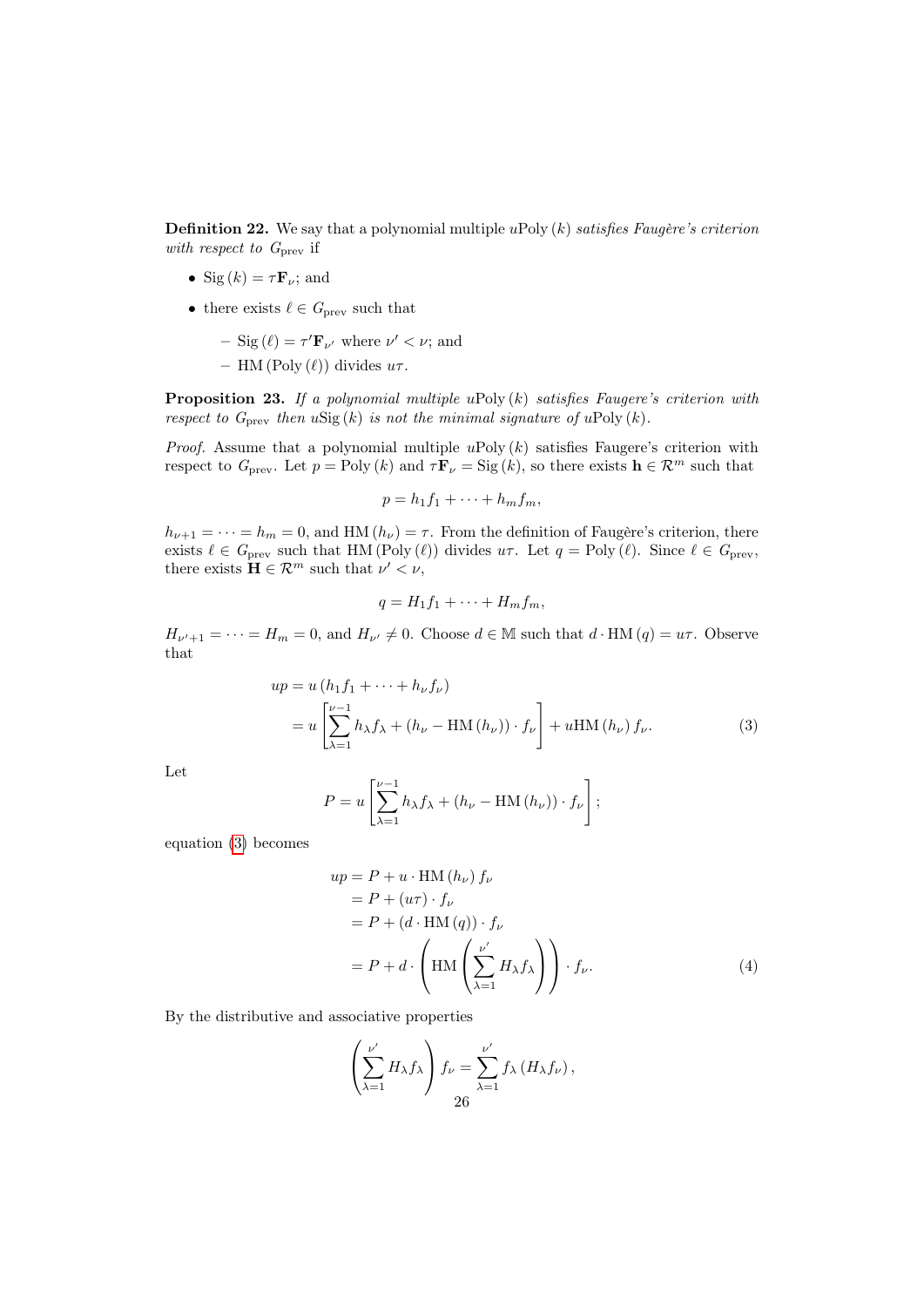**Definition 22.** We say that a polynomial multiple $u\text{Poly}(k)$ *satisfies Faugère's criterion with respect to* $G_{\text{prev}}$ if

- $\text{Sig}(k) = \tau \mathbf{F}_\nu$; and
- there exists $\ell \in G_{\text{prev}}$ such that
  - $\text{Sig}(\ell) = \tau' \mathbf{F}_{\nu'}$ where $\nu' < \nu$; and
  - $\text{HM}(\text{Poly}(\ell))$ divides $u\tau$.

**Proposition 23.** *If a polynomial multiple* $u\text{Poly}(k)$ *satisfies Faugere's criterion with respect to* $G_{\text{prev}}$ *then* $u\text{Sig}(k)$ *is not the minimal signature of* $u\text{Poly}(k)$.

*Proof.* Assume that a polynomial multiple $u\text{Poly}(k)$ satisfies Faugere's criterion with respect to $G_{\text{prev}}$. Let $p = \text{Poly}(k)$ and $\tau \mathbf{F}_\nu = \text{Sig}(k)$, so there exists $\mathbf{h} \in \mathcal{R}^m$ such that

$$p = h_1 f_1 + \cdots + h_m f_m,$$

$h_{\nu+1} = \cdots = h_m = 0$, and $\text{HM}(h_\nu) = \tau$. From the definition of Faugère's criterion, there exists $\ell \in G_{\text{prev}}$ such that $\text{HM}(\text{Poly}(\ell))$ divides $u\tau$. Let $q = \text{Poly}(\ell)$. Since $\ell \in G_{\text{prev}}$, there exists $\mathbf{H} \in \mathcal{R}^m$ such that $\nu' < \nu$,

$$q = H_1 f_1 + \cdots + H_m f_m,$$

$H_{\nu'+1} = \cdots = H_m = 0$, and $H_{\nu'} \neq 0$. Choose $d \in \mathbb{M}$ such that $d \cdot \text{HM}(q) = u\tau$. Observe that

$$\begin{aligned} up &= u\left(h_1 f_1 + \cdots + h_\nu f_\nu\right) \\ &= u\left[\sum_{\lambda=1}^{\nu-1} h_\lambda f_\lambda + \left(h_\nu - \text{HM}(h_\nu)\right) \cdot f_\nu\right] + u\text{HM}(h_\nu) f_\nu. \end{aligned} \tag{3}$$

Let

$$P = u\left[\sum_{\lambda=1}^{\nu-1} h_\lambda f_\lambda + \left(h_\nu - \text{HM}(h_\nu)\right) \cdot f_\nu\right];$$

equation (3) becomes

$$\begin{aligned} up &= P + u \cdot \text{HM}(h_\nu) f_\nu \\ &= P + (u\tau) \cdot f_\nu \\ &= P + (d \cdot \text{HM}(q)) \cdot f_\nu \\ &= P + d \cdot \left(\text{HM}\left(\sum_{\lambda=1}^{\nu'} H_\lambda f_\lambda\right)\right) \cdot f_\nu. \end{aligned} \tag{4}$$

By the distributive and associative properties

$$\left(\sum_{\lambda=1}^{\nu'} H_\lambda f_\lambda\right) f_\nu = \sum_{\lambda=1}^{\nu'} f_\lambda \left(H_\lambda f_\nu\right),$$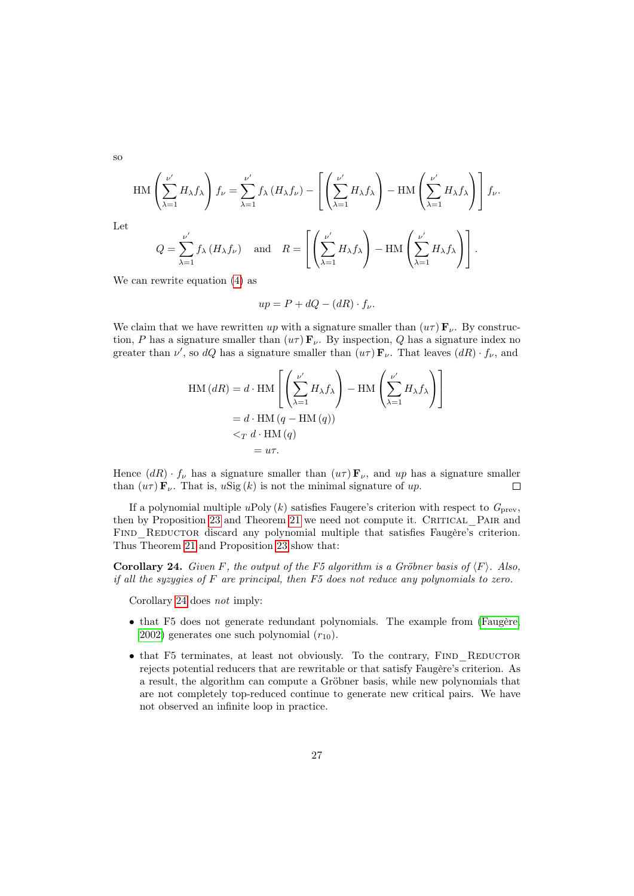so

$$\mathrm{HM}\left(\sum_{\lambda=1}^{\nu'} H_\lambda f_\lambda\right) f_\nu = \sum_{\lambda=1}^{\nu'} f_\lambda \left(H_\lambda f_\nu\right) - \left[\left(\sum_{\lambda=1}^{\nu'} H_\lambda f_\lambda\right) - \mathrm{HM}\left(\sum_{\lambda=1}^{\nu'} H_\lambda f_\lambda\right)\right] f_\nu.$$

Let

$$Q = \sum_{\lambda=1}^{\nu'} f_\lambda \left(H_\lambda f_\nu\right) \quad \text{and} \quad R = \left[\left(\sum_{\lambda=1}^{\nu'} H_\lambda f_\lambda\right) - \mathrm{HM}\left(\sum_{\lambda=1}^{\nu'} H_\lambda f_\lambda\right)\right].$$

We can rewrite equation (4) as

$$up = P + dQ - (dR) \cdot f_\nu.$$

We claim that we have rewritten $up$ with a signature smaller than $(u\tau)\,\mathbf{F}_\nu$. By construction, $P$ has a signature smaller than $(u\tau)\,\mathbf{F}_\nu$. By inspection, $Q$ has a signature index no greater than $\nu'$, so $dQ$ has a signature smaller than $(u\tau)\,\mathbf{F}_\nu$. That leaves $(dR)\cdot f_\nu$, and

$$\begin{aligned}
\mathrm{HM}(dR) &= d \cdot \mathrm{HM}\left[\left(\sum_{\lambda=1}^{\nu'} H_\lambda f_\lambda\right) - \mathrm{HM}\left(\sum_{\lambda=1}^{\nu'} H_\lambda f_\lambda\right)\right] \\
&= d \cdot \mathrm{HM}\left(q - \mathrm{HM}(q)\right) \\
&<_T d \cdot \mathrm{HM}(q) \\
&= u\tau.
\end{aligned}$$

Hence $(dR)\cdot f_\nu$ has a signature smaller than $(u\tau)\,\mathbf{F}_\nu$, and $up$ has a signature smaller than $(u\tau)\,\mathbf{F}_\nu$. That is, $u\mathrm{Sig}(k)$ is not the minimal signature of $up$. □

If a polynomial multiple $u\mathrm{Poly}(k)$ satisfies Faugere's criterion with respect to $G_{\mathrm{prev}}$, then by Proposition 23 and Theorem 21 we need not compute it. CRITICAL_PAIR and FIND_REDUCTOR discard any polynomial multiple that satisfies Faugère's criterion. Thus Theorem 21 and Proposition 23 show that:

**Corollary 24.** *Given $F$, the output of the F5 algorithm is a Gröbner basis of $\langle F\rangle$. Also, if all the syzygies of $F$ are principal, then F5 does not reduce any polynomials to zero.*

Corollary 24 does *not* imply:

- that F5 does not generate redundant polynomials. The example from (Faugère, 2002) generates one such polynomial ($r_{10}$).
- that F5 terminates, at least not obviously. To the contrary, FIND_REDUCTOR rejects potential reducers that are rewritable or that satisfy Faugère's criterion. As a result, the algorithm can compute a Gröbner basis, while new polynomials that are not completely top-reduced continue to generate new critical pairs. We have not observed an infinite loop in practice.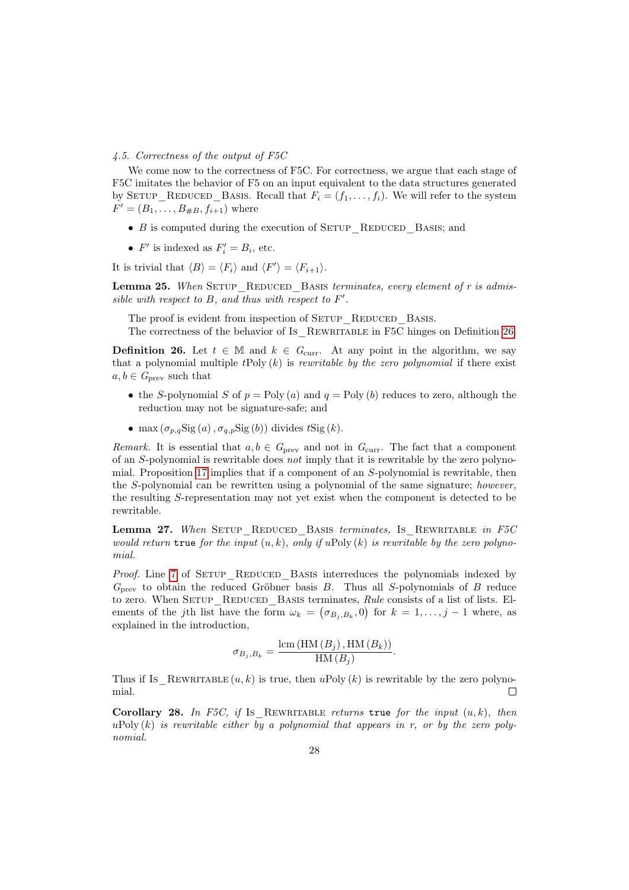### 4.5. Correctness of the output of F5C

We come now to the correctness of F5C. For correctness, we argue that each stage of F5C imitates the behavior of F5 on an input equivalent to the data structures generated by Setup_Reduced_Basis. Recall that $F_i = (f_1, \ldots, f_i)$. We will refer to the system $F' = (B_1, \ldots, B_{\#B}, f_{i+1})$ where

- $B$ is computed during the execution of Setup_Reduced_Basis; and
- $F'$ is indexed as $F'_i = B_i$, etc.

It is trivial that $\langle B \rangle = \langle F_i \rangle$ and $\langle F' \rangle = \langle F_{i+1} \rangle$.

**Lemma 25.** *When* Setup_Reduced_Basis *terminates, every element of $r$ is admissible with respect to $B$, and thus with respect to $F'$.*

The proof is evident from inspection of Setup_Reduced_Basis.

The correctness of the behavior of Is_Rewritable in F5C hinges on Definition 26.

**Definition 26.** Let $t \in \mathbb{M}$ and $k \in G_{\text{curr}}$. At any point in the algorithm, we say that a polynomial multiple $t\text{Poly}(k)$ is *rewritable by the zero polynomial* if there exist $a, b \in G_{\text{prev}}$ such that

- the $S$-polynomial $S$ of $p = \text{Poly}(a)$ and $q = \text{Poly}(b)$ reduces to zero, although the reduction may not be signature-safe; and
- $\max(\sigma_{p,q}\text{Sig}(a), \sigma_{q,p}\text{Sig}(b))$ divides $t\text{Sig}(k)$.

*Remark.* It is essential that $a, b \in G_{\text{prev}}$ and not in $G_{\text{curr}}$. The fact that a component of an $S$-polynomial is rewritable does *not* imply that it is rewritable by the zero polynomial. Proposition 17 implies that if a component of an $S$-polynomial is rewritable, then the $S$-polynomial can be rewritten using a polynomial of the same signature; *however,* the resulting $S$-representation may not yet exist when the component is detected to be rewritable.

**Lemma 27.** *When* Setup_Reduced_Basis *terminates,* Is_Rewritable *in F5C would return* `true` *for the input $(u, k)$, only if $u\text{Poly}(k)$ is rewritable by the zero polynomial.*

*Proof.* Line 7 of Setup_Reduced_Basis interreduces the polynomials indexed by $G_{\text{prev}}$ to obtain the reduced Gröbner basis $B$. Thus all $S$-polynomials of $B$ reduce to zero. When Setup_Reduced_Basis terminates, *Rule* consists of a list of lists. Elements of the $j$th list have the form $\omega_k = (\sigma_{B_j,B_k}, 0)$ for $k = 1, \ldots, j-1$ where, as explained in the introduction,

$$\sigma_{B_j,B_k} = \frac{\text{lcm}(\text{HM}(B_j), \text{HM}(B_k))}{\text{HM}(B_j)}.$$

Thus if Is_Rewritable$(u, k)$ is true, then $u\text{Poly}(k)$ is rewritable by the zero polynomial. $\square$

**Corollary 28.** *In F5C, if* Is_Rewritable *returns* `true` *for the input $(u, k)$, then $u\text{Poly}(k)$ is rewritable either by a polynomial that appears in $r$, or by the zero polynomial.*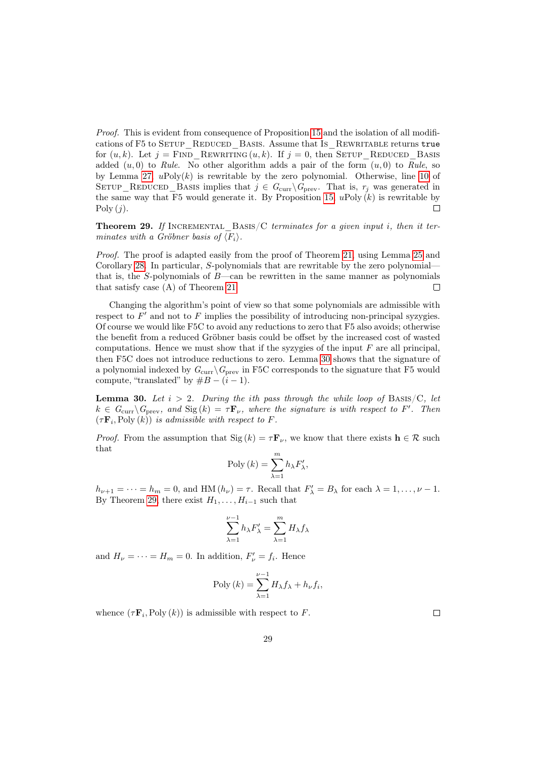*Proof.* This is evident from consequence of Proposition 15 and the isolation of all modifications of F5 to Setup_Reduced_Basis. Assume that Is_Rewritable returns `true` for $(u,k)$. Let $j = \text{Find\_Rewriting}(u,k)$. If $j=0$, then Setup_Reduced_Basis added $(u,0)$ to *Rule*. No other algorithm adds a pair of the form $(u,0)$ to *Rule*, so by Lemma 27, $u\text{Poly}(k)$ is rewritable by the zero polynomial. Otherwise, line 10 of Setup_Reduced_Basis implies that $j \in G_{\text{curr}} \backslash G_{\text{prev}}$. That is, $r_j$ was generated in the same way that F5 would generate it. By Proposition 15, $u\text{Poly}(k)$ is rewritable by $\text{Poly}(j)$. □

**Theorem 29.** *If* Incremental_Basis/C *terminates for a given input* $i$, *then it terminates with a Gröbner basis of* $\langle F_i \rangle$.

*Proof.* The proof is adapted easily from the proof of Theorem 21, using Lemma 25 and Corollary 28. In particular, $S$-polynomials that are rewritable by the zero polynomial—that is, the $S$-polynomials of $B$—can be rewritten in the same manner as polynomials that satisfy case (A) of Theorem 21. □

Changing the algorithm's point of view so that some polynomials are admissible with respect to $F'$ and not to $F$ implies the possibility of introducing non-principal syzygies. Of course we would like F5C to avoid any reductions to zero that F5 also avoids; otherwise the benefit from a reduced Gröbner basis could be offset by the increased cost of wasted computations. Hence we must show that if the syzygies of the input $F$ are all principal, then F5C does not introduce reductions to zero. Lemma 30 shows that the signature of a polynomial indexed by $G_{\text{curr}} \backslash G_{\text{prev}}$ in F5C corresponds to the signature that F5 would compute, "translated" by $\#B - (i-1)$.

**Lemma 30.** *Let* $i > 2$. *During the* $i$*th pass through the while loop of* Basis/C, *let* $k \in G_{\text{curr}} \backslash G_{\text{prev}}$, *and* $\text{Sig}(k) = \tau \mathbf{F}_\nu$, *where the signature is with respect to* $F'$. *Then* $(\tau \mathbf{F}_i, \text{Poly}(k))$ *is admissible with respect to* $F$.

*Proof.* From the assumption that $\text{Sig}(k) = \tau \mathbf{F}_\nu$, we know that there exists $\mathbf{h} \in \mathcal{R}$ such that

$$\text{Poly}(k) = \sum_{\lambda=1}^{m} h_\lambda F'_\lambda,$$

$h_{\nu+1} = \cdots = h_m = 0$, and $\text{HM}(h_\nu) = \tau$. Recall that $F'_\lambda = B_\lambda$ for each $\lambda = 1, \ldots, \nu - 1$. By Theorem 29, there exist $H_1, \ldots, H_{i-1}$ such that

$$\sum_{\lambda=1}^{\nu-1} h_\lambda F'_\lambda = \sum_{\lambda=1}^{m} H_\lambda f_\lambda$$

and $H_\nu = \cdots = H_m = 0$. In addition, $F'_\nu = f_i$. Hence

$$\text{Poly}(k) = \sum_{\lambda=1}^{\nu-1} H_\lambda f_\lambda + h_\nu f_i,$$

whence $(\tau \mathbf{F}_i, \text{Poly}(k))$ is admissible with respect to $F$. □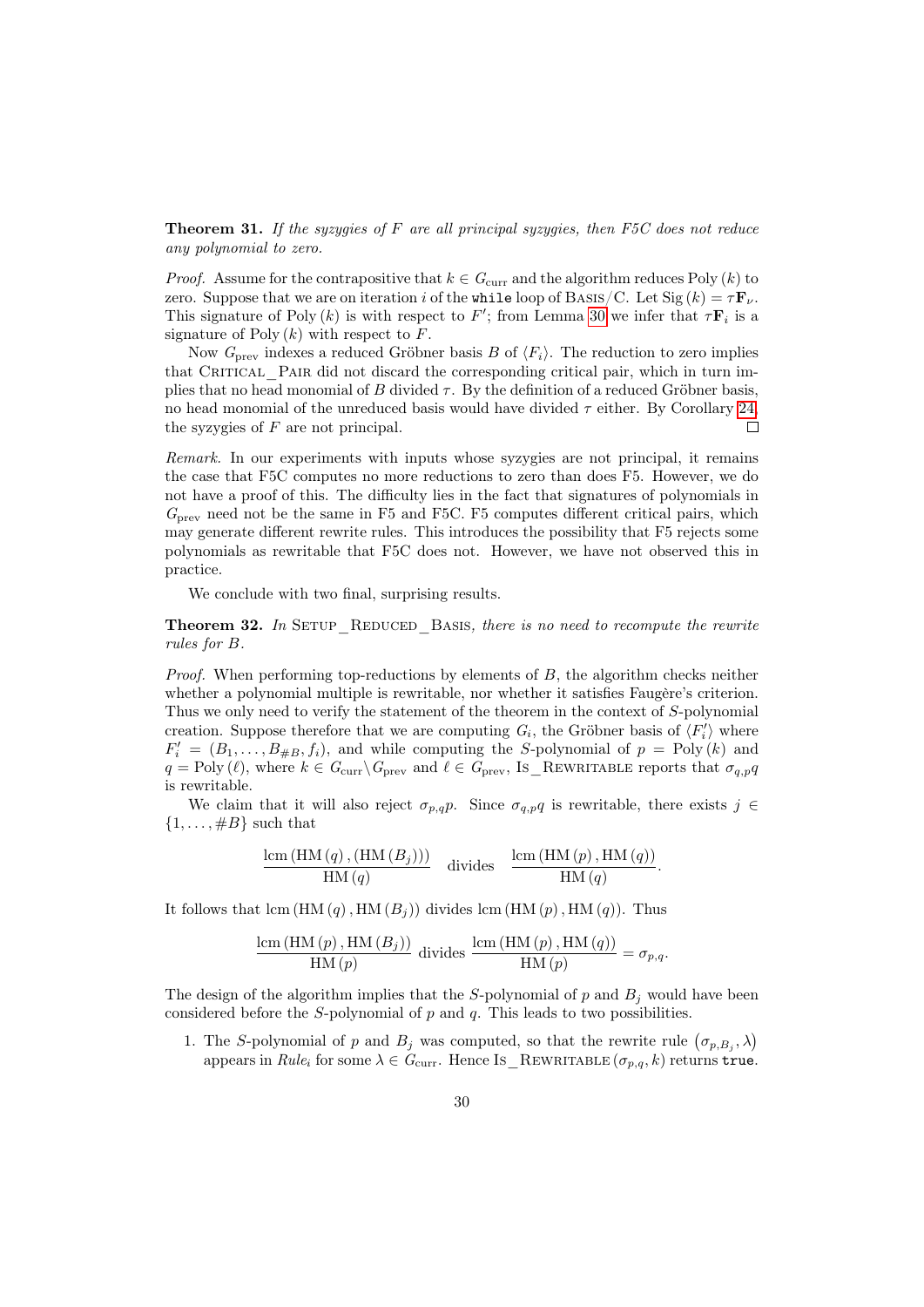**Theorem 31.** *If the syzygies of $F$ are all principal syzygies, then F5C does not reduce any polynomial to zero.*

*Proof.* Assume for the contrapositive that $k \in G_{\text{curr}}$ and the algorithm reduces $\text{Poly}(k)$ to zero. Suppose that we are on iteration $i$ of the `while` loop of Basis/C. Let $\text{Sig}(k) = \tau \mathbf{F}_\nu$. This signature of $\text{Poly}(k)$ is with respect to $F'$; from Lemma 30 we infer that $\tau \mathbf{F}_i$ is a signature of $\text{Poly}(k)$ with respect to $F$.

Now $G_{\text{prev}}$ indexes a reduced Gröbner basis $B$ of $\langle F_i \rangle$. The reduction to zero implies that Critical_Pair did not discard the corresponding critical pair, which in turn implies that no head monomial of $B$ divided $\tau$. By the definition of a reduced Gröbner basis, no head monomial of the unreduced basis would have divided $\tau$ either. By Corollary 24, the syzygies of $F$ are not principal. □

*Remark.* In our experiments with inputs whose syzygies are not principal, it remains the case that F5C computes no more reductions to zero than does F5. However, we do not have a proof of this. The difficulty lies in the fact that signatures of polynomials in $G_{\text{prev}}$ need not be the same in F5 and F5C. F5 computes different critical pairs, which may generate different rewrite rules. This introduces the possibility that F5 rejects some polynomials as rewritable that F5C does not. However, we have not observed this in practice.

We conclude with two final, surprising results.

**Theorem 32.** *In Setup_Reduced_Basis, there is no need to recompute the rewrite rules for $B$.*

*Proof.* When performing top-reductions by elements of $B$, the algorithm checks neither whether a polynomial multiple is rewritable, nor whether it satisfies Faugère's criterion. Thus we only need to verify the statement of the theorem in the context of $S$-polynomial creation. Suppose therefore that we are computing $G_i$, the Gröbner basis of $\langle F_i' \rangle$ where $F_i' = (B_1, \ldots, B_{\#B}, f_i)$, and while computing the $S$-polynomial of $p = \text{Poly}(k)$ and $q = \text{Poly}(\ell)$, where $k \in G_{\text{curr}} \backslash G_{\text{prev}}$ and $\ell \in G_{\text{prev}}$, Is_Rewritable reports that $\sigma_{q,p} q$ is rewritable.

We claim that it will also reject $\sigma_{p,q} p$. Since $\sigma_{q,p} q$ is rewritable, there exists $j \in \{1, \ldots, \#B\}$ such that

$$\frac{\text{lcm}(\text{HM}(q), (\text{HM}(B_j)))}{\text{HM}(q)} \quad \text{divides} \quad \frac{\text{lcm}(\text{HM}(p), \text{HM}(q))}{\text{HM}(q)}.$$

It follows that $\text{lcm}(\text{HM}(q), \text{HM}(B_j))$ divides $\text{lcm}(\text{HM}(p), \text{HM}(q))$. Thus

$$\frac{\text{lcm}(\text{HM}(p), \text{HM}(B_j))}{\text{HM}(p)} \text{ divides } \frac{\text{lcm}(\text{HM}(p), \text{HM}(q))}{\text{HM}(p)} = \sigma_{p,q}.$$

The design of the algorithm implies that the $S$-polynomial of $p$ and $B_j$ would have been considered before the $S$-polynomial of $p$ and $q$. This leads to two possibilities.

1. The $S$-polynomial of $p$ and $B_j$ was computed, so that the rewrite rule $(\sigma_{p,B_j}, \lambda)$ appears in $Rule_i$ for some $\lambda \in G_{\text{curr}}$. Hence Is_Rewritable$(\sigma_{p,q}, k)$ returns `true`.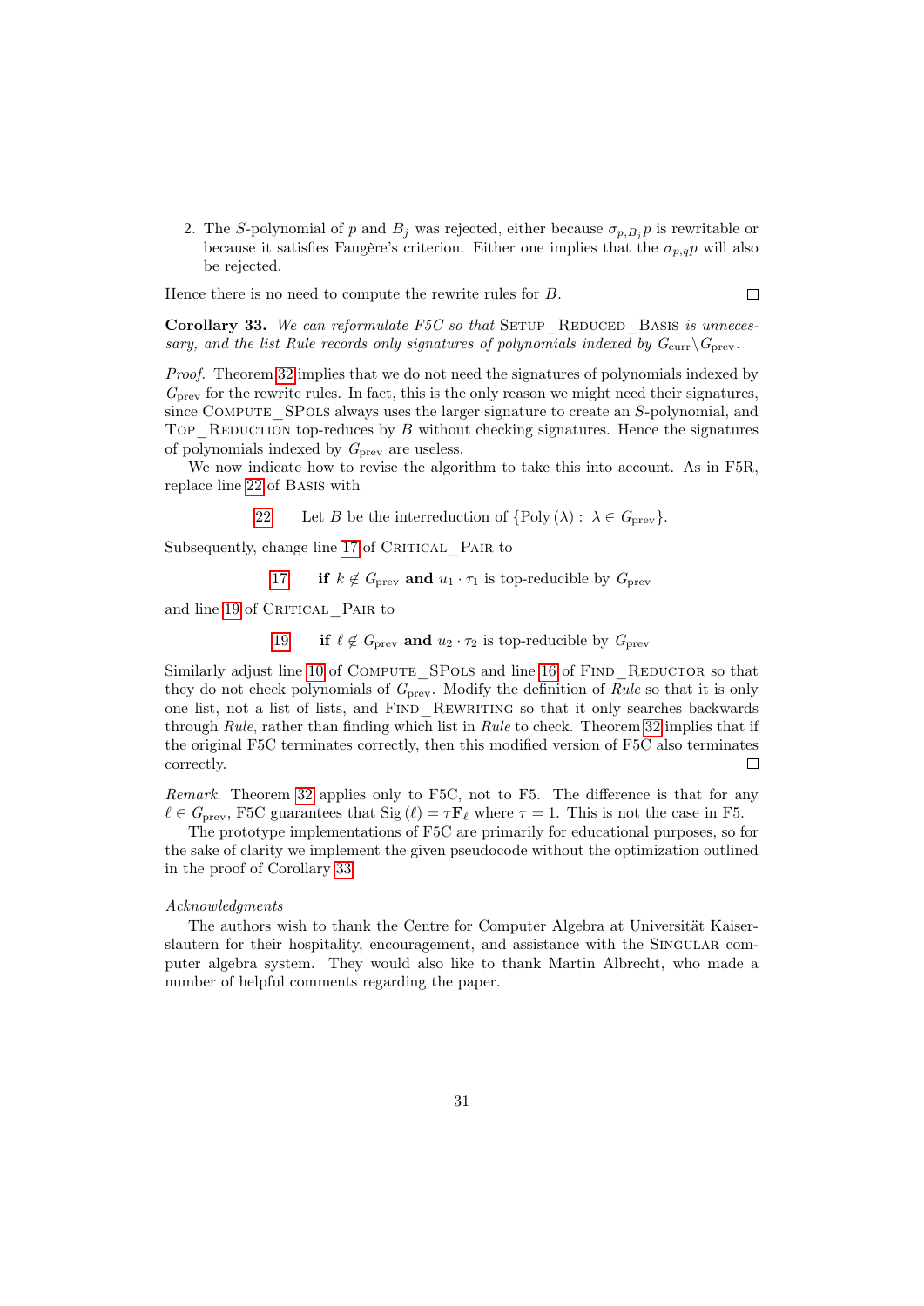2. The $S$-polynomial of $p$ and $B_j$ was rejected, either because $\sigma_{p,B_j} p$ is rewritable or because it satisfies Faugère's criterion. Either one implies that the $\sigma_{p,q} p$ will also be rejected.

Hence there is no need to compute the rewrite rules for $B$. □

**Corollary 33.** *We can reformulate F5C so that* Setup_Reduced_Basis *is unnecessary, and the list Rule records only signatures of polynomials indexed by* $G_{\text{curr}} \backslash G_{\text{prev}}$.

*Proof.* Theorem 32 implies that we do not need the signatures of polynomials indexed by $G_{\text{prev}}$ for the rewrite rules. In fact, this is the only reason we might need their signatures, since Compute_SPols always uses the larger signature to create an $S$-polynomial, and Top_Reduction top-reduces by $B$ without checking signatures. Hence the signatures of polynomials indexed by $G_{\text{prev}}$ are useless.

We now indicate how to revise the algorithm to take this into account. As in F5R, replace line 22 of Basis with

22  Let $B$ be the interreduction of $\{\text{Poly}(\lambda) : \lambda \in G_{\text{prev}}\}$.

Subsequently, change line 17 of Critical_Pair to

17  **if** $k \notin G_{\text{prev}}$ **and** $u_1 \cdot \tau_1$ is top-reducible by $G_{\text{prev}}$

and line 19 of Critical_Pair to

19  **if** $\ell \notin G_{\text{prev}}$ **and** $u_2 \cdot \tau_2$ is top-reducible by $G_{\text{prev}}$

Similarly adjust line 10 of Compute_SPols and line 16 of Find_Reductor so that they do not check polynomials of $G_{\text{prev}}$. Modify the definition of *Rule* so that it is only one list, not a list of lists, and Find_Rewriting so that it only searches backwards through *Rule*, rather than finding which list in *Rule* to check. Theorem 32 implies that if the original F5C terminates correctly, then this modified version of F5C also terminates correctly. □

*Remark.* Theorem 32 applies only to F5C, not to F5. The difference is that for any $\ell \in G_{\text{prev}}$, F5C guarantees that $\text{Sig}(\ell) = \tau \mathbf{F}_\ell$ where $\tau = 1$. This is not the case in F5.

The prototype implementations of F5C are primarily for educational purposes, so for the sake of clarity we implement the given pseudocode without the optimization outlined in the proof of Corollary 33.

*Acknowledgments*

The authors wish to thank the Centre for Computer Algebra at Universität Kaiserslautern for their hospitality, encouragement, and assistance with the Singular computer algebra system. They would also like to thank Martin Albrecht, who made a number of helpful comments regarding the paper.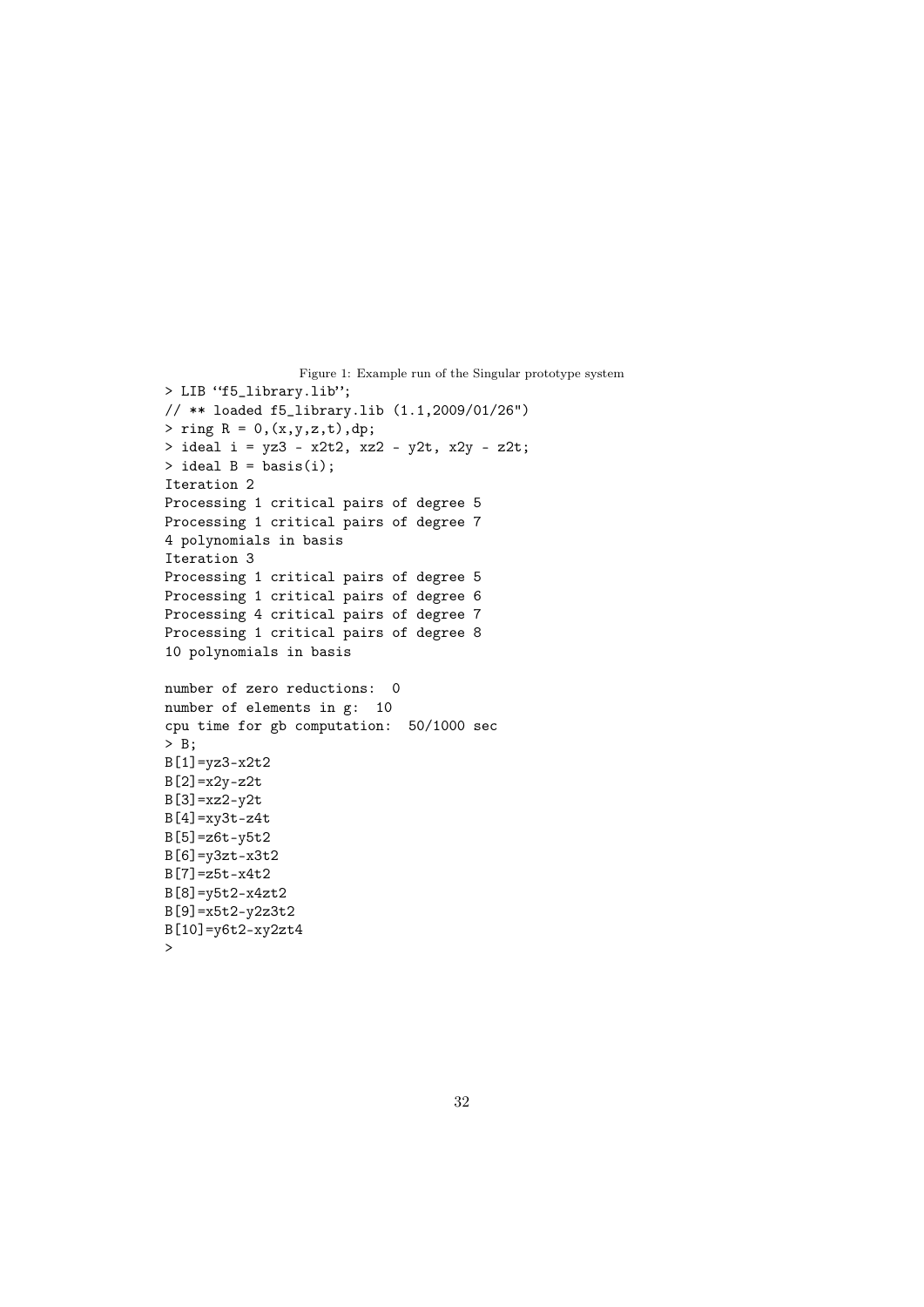Figure 1: Example run of the Singular prototype system

```
> LIB ‘‘f5_library.lib’’;
// ** loaded f5_library.lib (1.1,2009/01/26")
> ring R = 0,(x,y,z,t),dp;
> ideal i = yz3 - x2t2, xz2 - y2t, x2y - z2t;
> ideal B = basis(i);
Iteration 2
Processing 1 critical pairs of degree 5
Processing 1 critical pairs of degree 7
4 polynomials in basis
Iteration 3
Processing 1 critical pairs of degree 5
Processing 1 critical pairs of degree 6
Processing 4 critical pairs of degree 7
Processing 1 critical pairs of degree 8
10 polynomials in basis

number of zero reductions:  0
number of elements in g:  10
cpu time for gb computation:  50/1000 sec
> B;
B[1]=yz3-x2t2
B[2]=x2y-z2t
B[3]=xz2-y2t
B[4]=xy3t-z4t
B[5]=z6t-y5t2
B[6]=y3zt-x3t2
B[7]=z5t-x4t2
B[8]=y5t2-x4zt2
B[9]=x5t2-y2z3t2
B[10]=y6t2-xy2zt4
>
```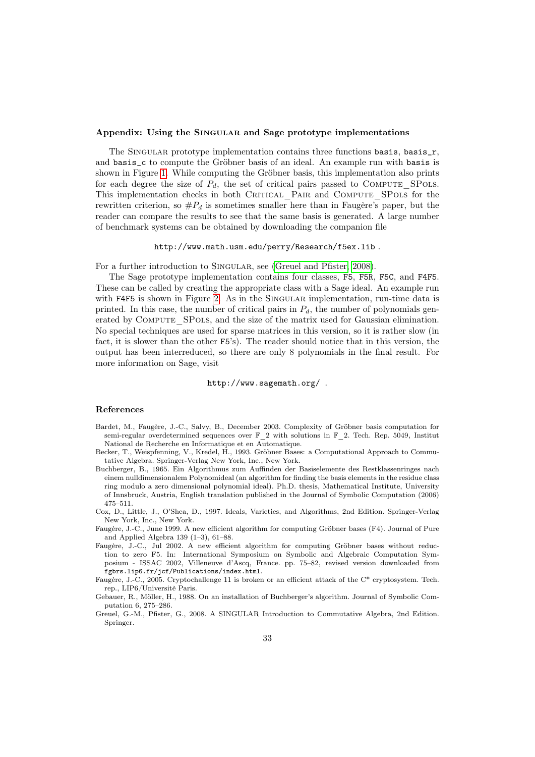### Appendix: Using the Singular and Sage prototype implementations

The Singular prototype implementation contains three functions `basis`, `basis_r`, and `basis_c` to compute the Gröbner basis of an ideal. An example run with `basis` is shown in Figure 1. While computing the Gröbner basis, this implementation also prints for each degree the size of $P_d$, the set of critical pairs passed to Compute_SPols. This implementation checks in both Critical_Pair and Compute_SPols for the rewritten criterion, so $\#P_d$ is sometimes smaller here than in Faugère's paper, but the reader can compare the results to see that the same basis is generated. A large number of benchmark systems can be obtained by downloading the companion file

`http://www.math.usm.edu/perry/Research/f5ex.lib` .

For a further introduction to Singular, see (Greuel and Pfister, 2008).

The Sage prototype implementation contains four classes, `F5`, `F5R`, `F5C`, and `F4F5`. These can be called by creating the appropriate class with a Sage ideal. An example run with `F4F5` is shown in Figure 2. As in the Singular implementation, run-time data is printed. In this case, the number of critical pairs in $P_d$, the number of polynomials generated by Compute_SPols, and the size of the matrix used for Gaussian elimination. No special techniques are used for sparse matrices in this version, so it is rather slow (in fact, it is slower than the other `F5`'s). The reader should notice that in this version, the output has been interreduced, so there are only 8 polynomials in the final result. For more information on Sage, visit

`http://www.sagemath.org/` .

### References

Bardet, M., Faugère, J.-C., Salvy, B., December 2003. Complexity of Gröbner basis computation for semi-regular overdetermined sequences over $\mathbb{F}\_2$ with solutions in $\mathbb{F}\_2$. Tech. Rep. 5049, Institut National de Recherche en Informatique et en Automatique.

Becker, T., Weispfenning, V., Kredel, H., 1993. Gröbner Bases: a Computational Approach to Commutative Algebra. Springer-Verlag New York, Inc., New York.

Buchberger, B., 1965. Ein Algorithmus zum Auffinden der Basiselemente des Restklassenringes nach einem nulldimensionalem Polynomideal (an algorithm for finding the basis elements in the residue class ring modulo a zero dimensional polynomial ideal). Ph.D. thesis, Mathematical Institute, University of Innsbruck, Austria, English translation published in the Journal of Symbolic Computation (2006) 475–511.

Cox, D., Little, J., O'Shea, D., 1997. Ideals, Varieties, and Algorithms, 2nd Edition. Springer-Verlag New York, Inc., New York.

Faugère, J.-C., June 1999. A new efficient algorithm for computing Gröbner bases (F4). Journal of Pure and Applied Algebra 139 (1–3), 61–88.

Faugère, J.-C., Jul 2002. A new efficient algorithm for computing Gröbner bases without reduction to zero F5. In: International Symposium on Symbolic and Algebraic Computation Symposium - ISSAC 2002, Villeneuve d'Ascq, France. pp. 75–82, revised version downloaded from `fgbrs.lip6.fr/jcf/Publications/index.html`.

Faugère, J.-C., 2005. Cryptochallenge 11 is broken or an efficient attack of the C* cryptosystem. Tech. rep., LIP6/Universitè Paris.

Gebauer, R., Möller, H., 1988. On an installation of Buchberger's algorithm. Journal of Symbolic Computation 6, 275–286.

Greuel, G.-M., Pfister, G., 2008. A SINGULAR Introduction to Commutative Algebra, 2nd Edition. Springer.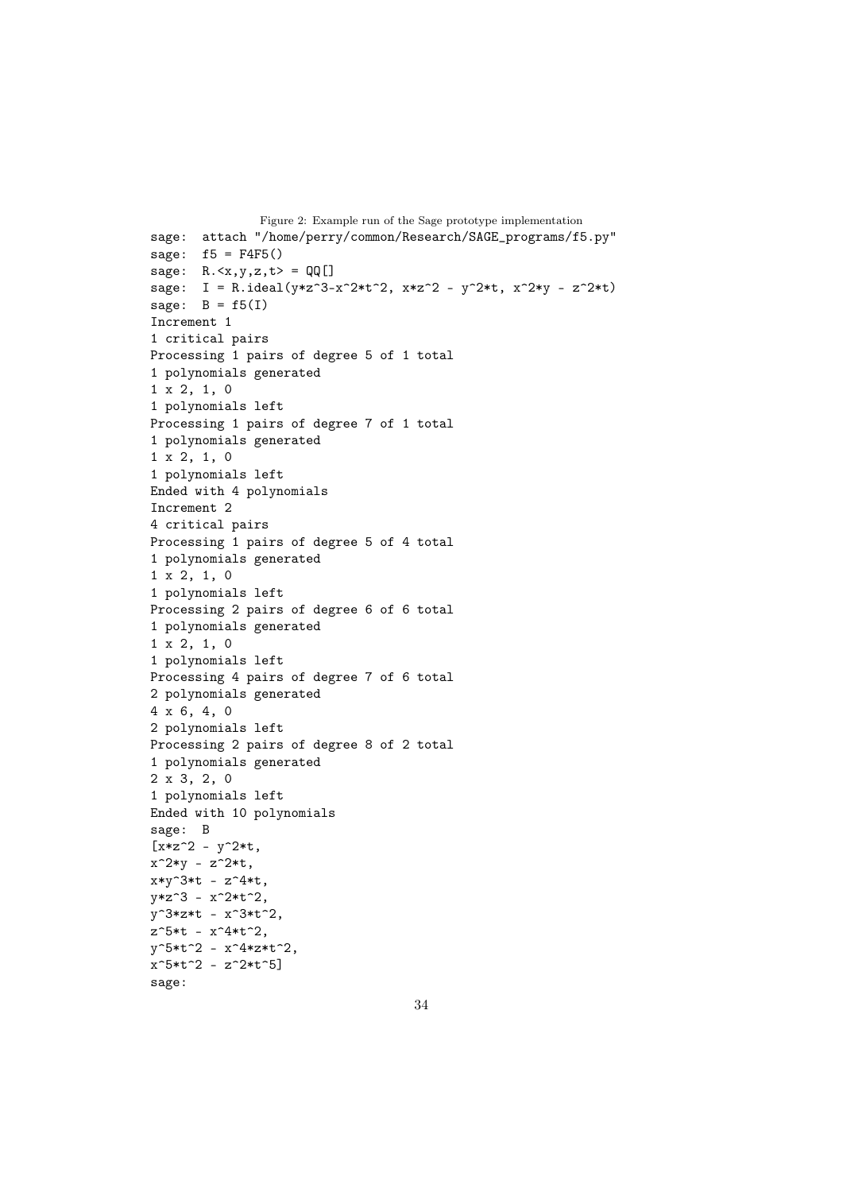Figure 2: Example run of the Sage prototype implementation

```
sage:  attach "/home/perry/common/Research/SAGE_programs/f5.py"
sage:  f5 = F4F5()
sage:  R.<x,y,z,t> = QQ[]
sage:  I = R.ideal(y*z^3-x^2*t^2, x*z^2 - y^2*t, x^2*y - z^2*t)
sage:  B = f5(I)
Increment 1
1 critical pairs
Processing 1 pairs of degree 5 of 1 total
1 polynomials generated
1 x 2, 1, 0
1 polynomials left
Processing 1 pairs of degree 7 of 1 total
1 polynomials generated
1 x 2, 1, 0
1 polynomials left
Ended with 4 polynomials
Increment 2
4 critical pairs
Processing 1 pairs of degree 5 of 4 total
1 polynomials generated
1 x 2, 1, 0
1 polynomials left
Processing 2 pairs of degree 6 of 6 total
1 polynomials generated
1 x 2, 1, 0
1 polynomials left
Processing 4 pairs of degree 7 of 6 total
2 polynomials generated
4 x 6, 4, 0
2 polynomials left
Processing 2 pairs of degree 8 of 2 total
1 polynomials generated
2 x 3, 2, 0
1 polynomials left
Ended with 10 polynomials
sage:  B
[x*z^2 - y^2*t,
x^2*y - z^2*t,
x*y^3*t - z^4*t,
y*z^3 - x^2*t^2,
y^3*z*t - x^3*t^2,
z^5*t - x^4*t^2,
y^5*t^2 - x^4*z*t^2,
x^5*t^2 - z^2*t^5]
sage:
```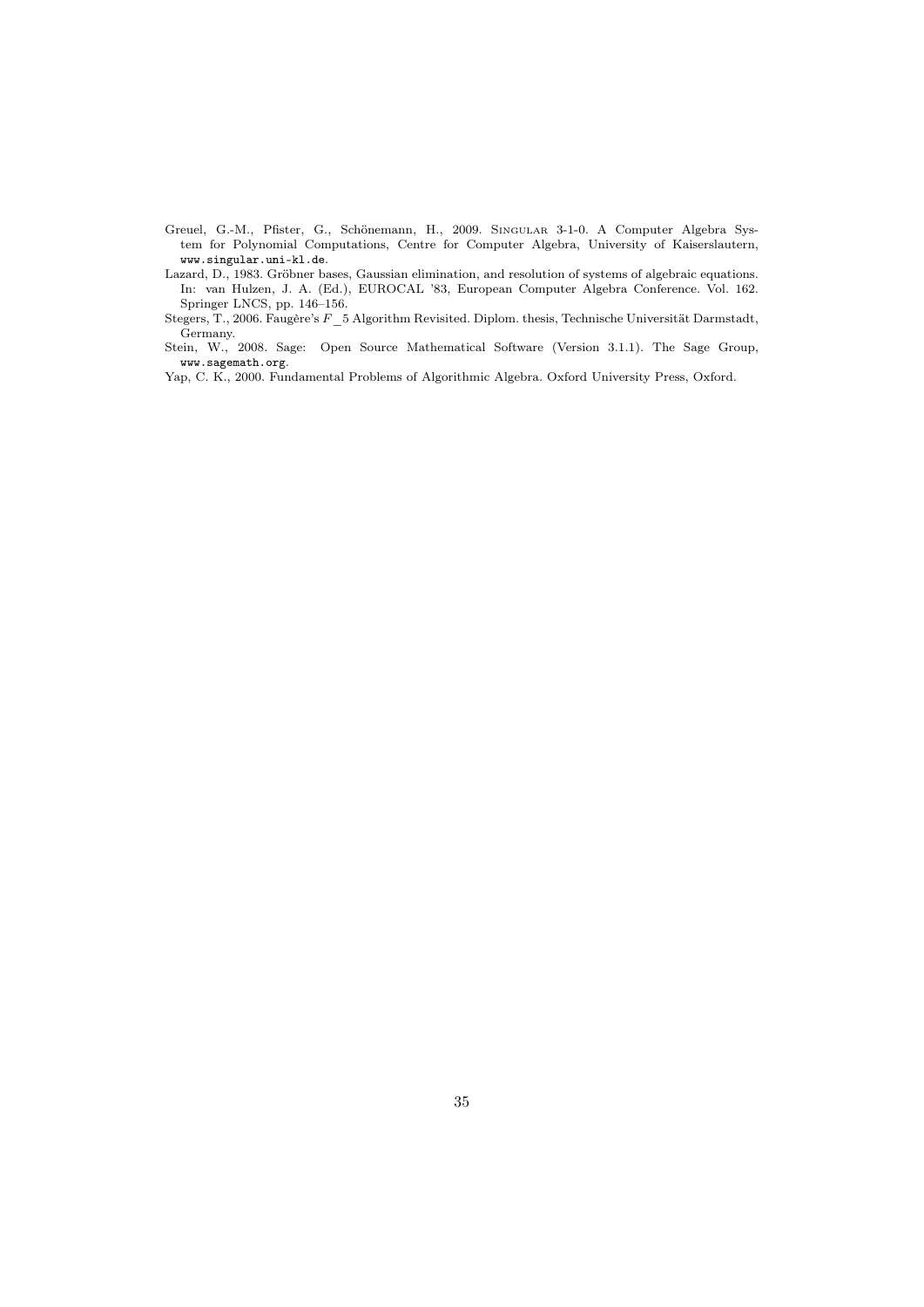Greuel, G.-M., Pfister, G., Schönemann, H., 2009. Singular 3-1-0. A Computer Algebra System for Polynomial Computations, Centre for Computer Algebra, University of Kaiserslautern, www.singular.uni-kl.de.

Lazard, D., 1983. Gröbner bases, Gaussian elimination, and resolution of systems of algebraic equations. In: van Hulzen, J. A. (Ed.), EUROCAL '83, European Computer Algebra Conference. Vol. 162. Springer LNCS, pp. 146–156.

Stegers, T., 2006. Faugère's $F\_5$ Algorithm Revisited. Diplom. thesis, Technische Universität Darmstadt, Germany.

Stein, W., 2008. Sage: Open Source Mathematical Software (Version 3.1.1). The Sage Group, www.sagemath.org.

Yap, C. K., 2000. Fundamental Problems of Algorithmic Algebra. Oxford University Press, Oxford.